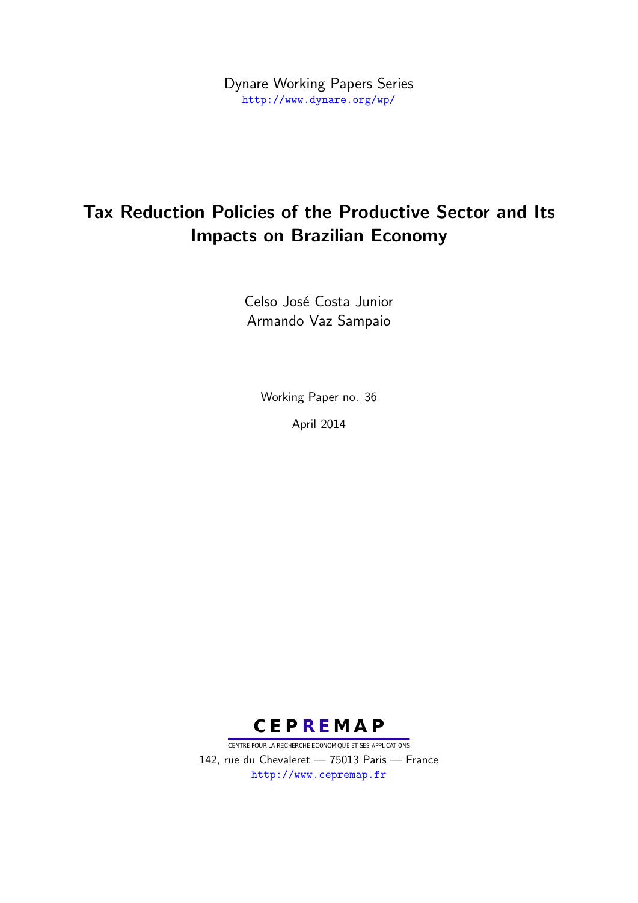Dynare Working Papers Series
http://www.dynare.org/wp/

# Tax Reduction Policies of the Productive Sector and Its Impacts on Brazilian Economy

Celso José Costa Junior
Armando Vaz Sampaio

Working Paper no. 36

April 2014

CEPREMAP
CENTRE POUR LA RECHERCHE ECONOMIQUE ET SES APPLICATIONS
142, rue du Chevaleret — 75013 Paris — France
http://www.cepremap.fr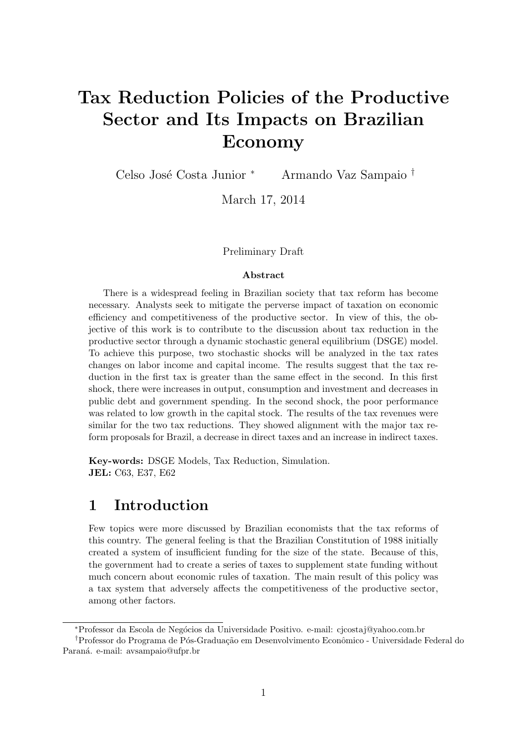# Tax Reduction Policies of the Productive Sector and Its Impacts on Brazilian Economy

Celso José Costa Junior [*] Armando Vaz Sampaio [†]

March 17, 2014

Preliminary Draft

**Abstract**

There is a widespread feeling in Brazilian society that tax reform has become necessary. Analysts seek to mitigate the perverse impact of taxation on economic efficiency and competitiveness of the productive sector. In view of this, the objective of this work is to contribute to the discussion about tax reduction in the productive sector through a dynamic stochastic general equilibrium (DSGE) model. To achieve this purpose, two stochastic shocks will be analyzed in the tax rates changes on labor income and capital income. The results suggest that the tax reduction in the first tax is greater than the same effect in the second. In this first shock, there were increases in output, consumption and investment and decreases in public debt and government spending. In the second shock, the poor performance was related to low growth in the capital stock. The results of the tax revenues were similar for the two tax reductions. They showed alignment with the major tax reform proposals for Brazil, a decrease in direct taxes and an increase in indirect taxes.

**Key-words:** DSGE Models, Tax Reduction, Simulation.
**JEL:** C63, E37, E62

## 1 Introduction

Few topics were more discussed by Brazilian economists that the tax reforms of this country. The general feeling is that the Brazilian Constitution of 1988 initially created a system of insufficient funding for the size of the state. Because of this, the government had to create a series of taxes to supplement state funding without much concern about economic rules of taxation. The main result of this policy was a tax system that adversely affects the competitiveness of the productive sector, among other factors.

---

[*] Professor da Escola de Negócios da Universidade Positivo. e-mail: cjcostaj@yahoo.com.br

[†] Professor do Programa de Pós-Graduação em Desenvolvimento Econômico - Universidade Federal do Paraná. e-mail: avsampaio@ufpr.br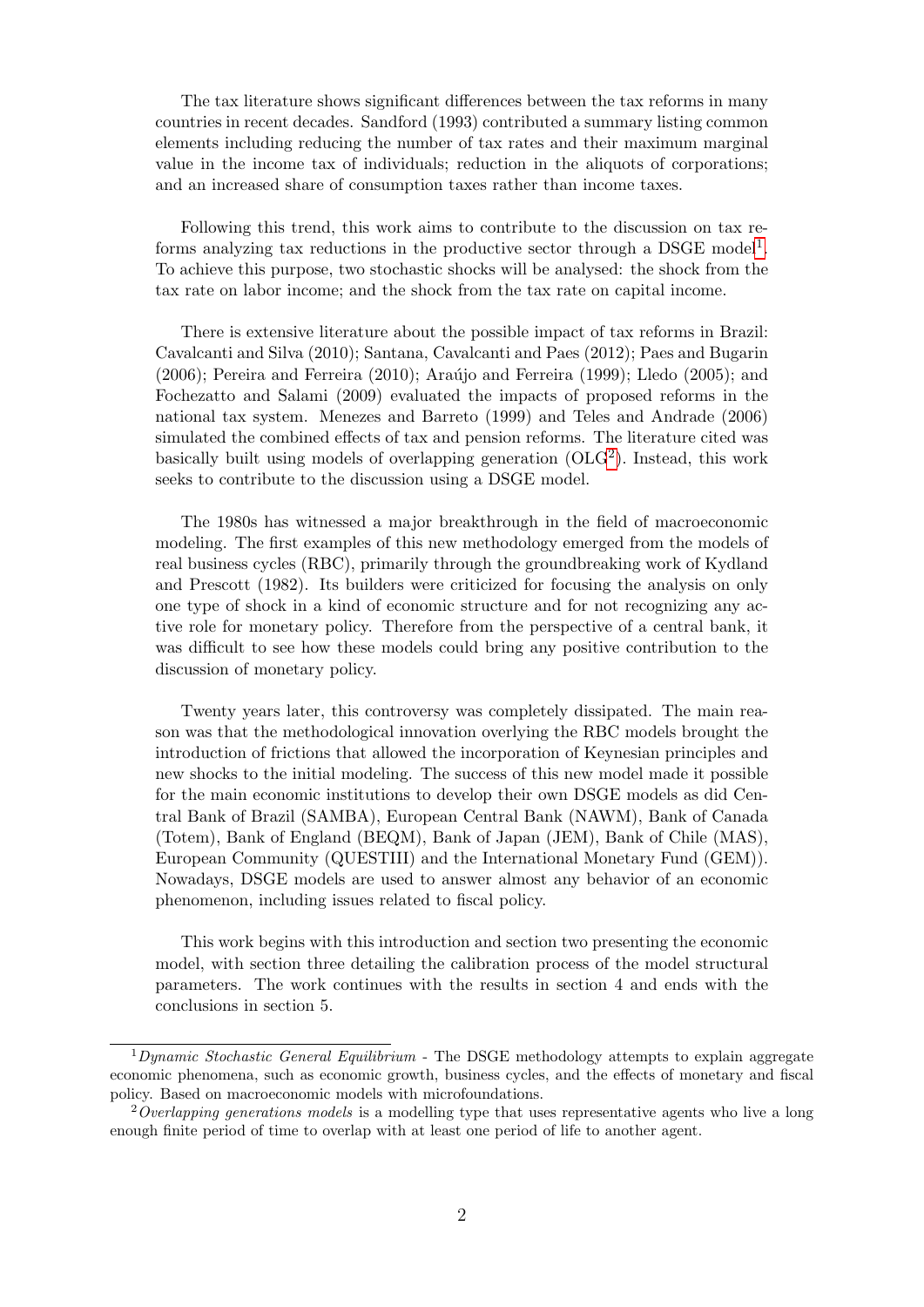The tax literature shows significant differences between the tax reforms in many countries in recent decades. Sandford (1993) contributed a summary listing common elements including reducing the number of tax rates and their maximum marginal value in the income tax of individuals; reduction in the aliquots of corporations; and an increased share of consumption taxes rather than income taxes.

Following this trend, this work aims to contribute to the discussion on tax reforms analyzing tax reductions in the productive sector through a DSGE model[1]. To achieve this purpose, two stochastic shocks will be analysed: the shock from the tax rate on labor income; and the shock from the tax rate on capital income.

There is extensive literature about the possible impact of tax reforms in Brazil: Cavalcanti and Silva (2010); Santana, Cavalcanti and Paes (2012); Paes and Bugarin (2006); Pereira and Ferreira (2010); Araújo and Ferreira (1999); Lledo (2005); and Fochezatto and Salami (2009) evaluated the impacts of proposed reforms in the national tax system. Menezes and Barreto (1999) and Teles and Andrade (2006) simulated the combined effects of tax and pension reforms. The literature cited was basically built using models of overlapping generation (OLG[2]). Instead, this work seeks to contribute to the discussion using a DSGE model.

The 1980s has witnessed a major breakthrough in the field of macroeconomic modeling. The first examples of this new methodology emerged from the models of real business cycles (RBC), primarily through the groundbreaking work of Kydland and Prescott (1982). Its builders were criticized for focusing the analysis on only one type of shock in a kind of economic structure and for not recognizing any active role for monetary policy. Therefore from the perspective of a central bank, it was difficult to see how these models could bring any positive contribution to the discussion of monetary policy.

Twenty years later, this controversy was completely dissipated. The main reason was that the methodological innovation overlying the RBC models brought the introduction of frictions that allowed the incorporation of Keynesian principles and new shocks to the initial modeling. The success of this new model made it possible for the main economic institutions to develop their own DSGE models as did Central Bank of Brazil (SAMBA), European Central Bank (NAWM), Bank of Canada (Totem), Bank of England (BEQM), Bank of Japan (JEM), Bank of Chile (MAS), European Community (QUESTIII) and the International Monetary Fund (GEM)). Nowadays, DSGE models are used to answer almost any behavior of an economic phenomenon, including issues related to fiscal policy.

This work begins with this introduction and section two presenting the economic model, with section three detailing the calibration process of the model structural parameters. The work continues with the results in section 4 and ends with the conclusions in section 5.

---

[1] *Dynamic Stochastic General Equilibrium* - The DSGE methodology attempts to explain aggregate economic phenomena, such as economic growth, business cycles, and the effects of monetary and fiscal policy. Based on macroeconomic models with microfoundations.

[2] *Overlapping generations models* is a modelling type that uses representative agents who live a long enough finite period of time to overlap with at least one period of life to another agent.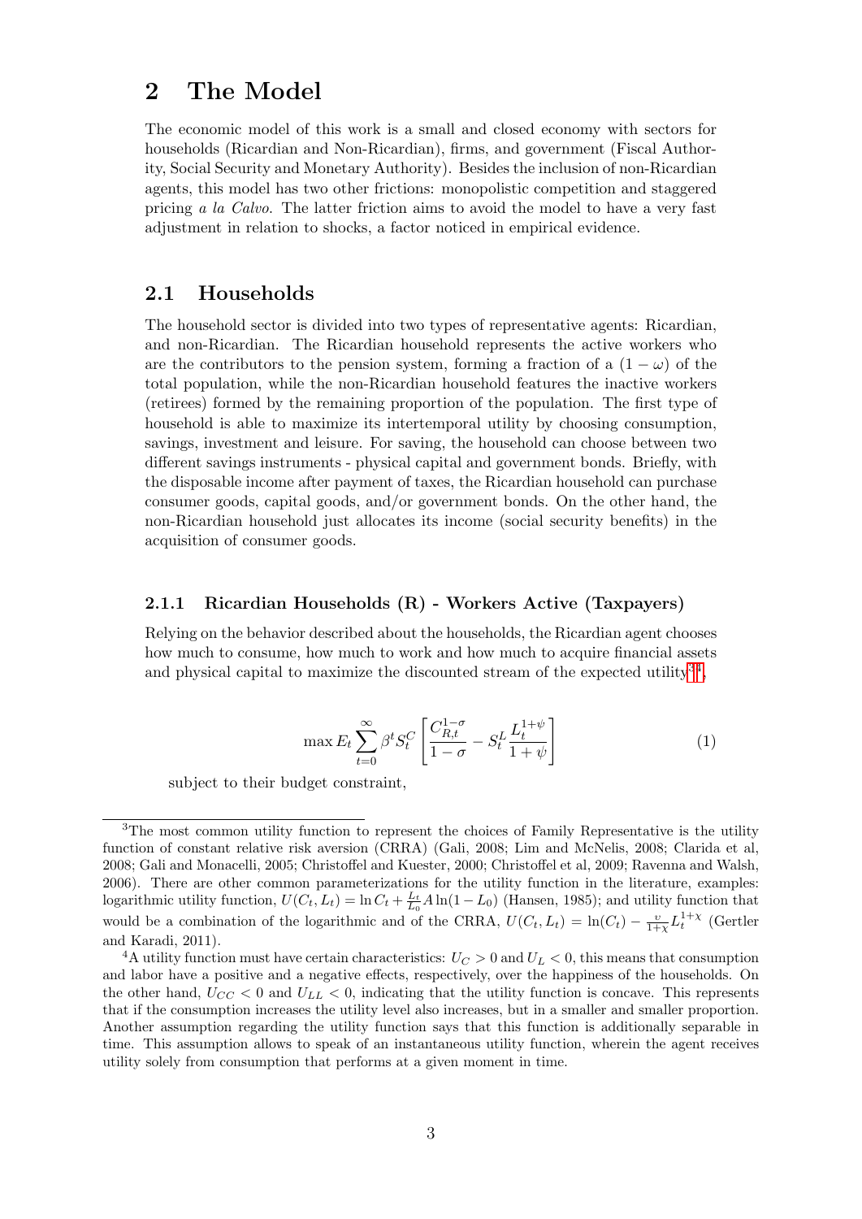# 2 The Model

The economic model of this work is a small and closed economy with sectors for households (Ricardian and Non-Ricardian), firms, and government (Fiscal Authority, Social Security and Monetary Authority). Besides the inclusion of non-Ricardian agents, this model has two other frictions: monopolistic competition and staggered pricing *a la Calvo*. The latter friction aims to avoid the model to have a very fast adjustment in relation to shocks, a factor noticed in empirical evidence.

## 2.1 Households

The household sector is divided into two types of representative agents: Ricardian, and non-Ricardian. The Ricardian household represents the active workers who are the contributors to the pension system, forming a fraction of a $(1 - \omega)$ of the total population, while the non-Ricardian household features the inactive workers (retirees) formed by the remaining proportion of the population. The first type of household is able to maximize its intertemporal utility by choosing consumption, savings, investment and leisure. For saving, the household can choose between two different savings instruments - physical capital and government bonds. Briefly, with the disposable income after payment of taxes, the Ricardian household can purchase consumer goods, capital goods, and/or government bonds. On the other hand, the non-Ricardian household just allocates its income (social security benefits) in the acquisition of consumer goods.

### 2.1.1 Ricardian Households (R) - Workers Active (Taxpayers)

Relying on the behavior described about the households, the Ricardian agent chooses how much to consume, how much to work and how much to acquire financial assets and physical capital to maximize the discounted stream of the expected utility[3,4],

$$\max E_t \sum_{t=0}^{\infty} \beta^t S_t^C \left[ \frac{C_{R,t}^{1-\sigma}}{1-\sigma} - S_t^L \frac{L_t^{1+\psi}}{1+\psi} \right] \tag{1}$$

subject to their budget constraint,

[3] The most common utility function to represent the choices of Family Representative is the utility function of constant relative risk aversion (CRRA) (Gali, 2008; Lim and McNelis, 2008; Clarida et al, 2008; Gali and Monacelli, 2005; Christoffel and Kuester, 2000; Christoffel et al, 2009; Ravenna and Walsh, 2006). There are other common parameterizations for the utility function in the literature, examples: logarithmic utility function, $U(C_t, L_t) = \ln C_t + \frac{L_t}{L_0} A \ln(1 - L_0)$ (Hansen, 1985); and utility function that would be a combination of the logarithmic and of the CRRA, $U(C_t, L_t) = \ln(C_t) - \frac{\upsilon}{1+\chi} L_t^{1+\chi}$ (Gertler and Karadi, 2011).

[4] A utility function must have certain characteristics: $U_C > 0$ and $U_L < 0$, this means that consumption and labor have a positive and a negative effects, respectively, over the happiness of the households. On the other hand, $U_{CC} < 0$ and $U_{LL} < 0$, indicating that the utility function is concave. This represents that if the consumption increases the utility level also increases, but in a smaller and smaller proportion. Another assumption regarding the utility function says that this function is additionally separable in time. This assumption allows to speak of an instantaneous utility function, wherein the agent receives utility solely from consumption that performs at a given moment in time.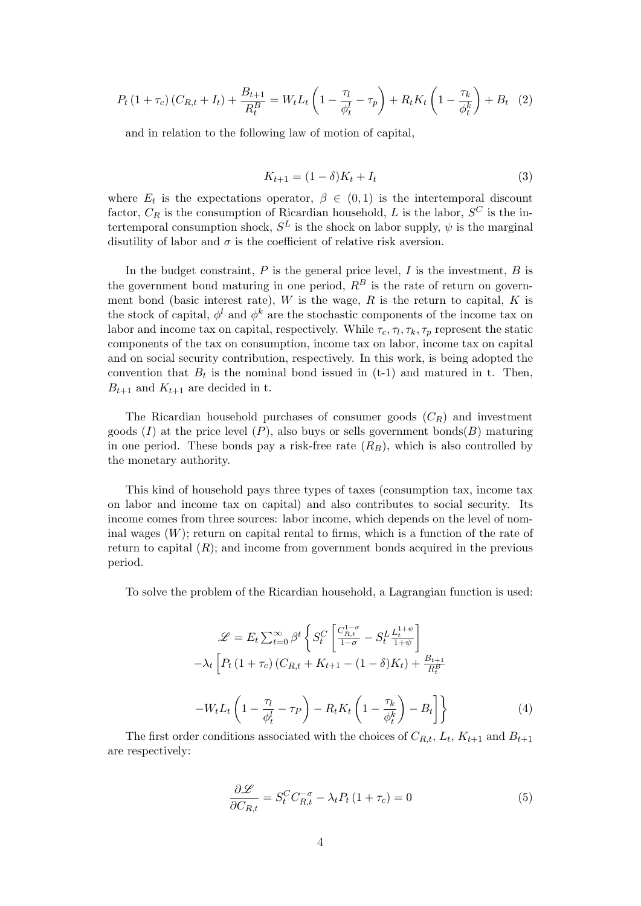$$P_t\left(1+\tau_c\right)\left(C_{R,t}+I_t\right)+\frac{B_{t+1}}{R_t^B}=W_tL_t\left(1-\frac{\tau_l}{\phi_t^l}-\tau_p\right)+R_tK_t\left(1-\frac{\tau_k}{\phi_t^k}\right)+B_t \quad (2)$$

and in relation to the following law of motion of capital,

$$K_{t+1}=(1-\delta)K_t+I_t \quad (3)$$

where $E_t$ is the expectations operator, $\beta \in (0,1)$ is the intertemporal discount factor, $C_R$ is the consumption of Ricardian household, $L$ is the labor, $S^C$ is the intertemporal consumption shock, $S^L$ is the shock on labor supply, $\psi$ is the marginal disutility of labor and $\sigma$ is the coefficient of relative risk aversion.

In the budget constraint, $P$ is the general price level, $I$ is the investment, $B$ is the government bond maturing in one period, $R^B$ is the rate of return on government bond (basic interest rate), $W$ is the wage, $R$ is the return to capital, $K$ is the stock of capital, $\phi^l$ and $\phi^k$ are the stochastic components of the income tax on labor and income tax on capital, respectively. While $\tau_c, \tau_l, \tau_k, \tau_p$ represent the static components of the tax on consumption, income tax on labor, income tax on capital and on social security contribution, respectively. In this work, is being adopted the convention that $B_t$ is the nominal bond issued in (t-1) and matured in t. Then, $B_{t+1}$ and $K_{t+1}$ are decided in t.

The Ricardian household purchases of consumer goods ($C_R$) and investment goods ($I$) at the price level ($P$), also buys or sells government bonds($B$) maturing in one period. These bonds pay a risk-free rate ($R_B$), which is also controlled by the monetary authority.

This kind of household pays three types of taxes (consumption tax, income tax on labor and income tax on capital) and also contributes to social security. Its income comes from three sources: labor income, which depends on the level of nominal wages ($W$); return on capital rental to firms, which is a function of the rate of return to capital ($R$); and income from government bonds acquired in the previous period.

To solve the problem of the Ricardian household, a Lagrangian function is used:

$$\begin{gathered}\mathscr{L}=E_t\sum_{t=0}^{\infty}\beta^t\left\{S_t^C\left[\frac{C_{R,t}^{1-\sigma}}{1-\sigma}-S_t^L\frac{L_t^{1+\psi}}{1+\psi}\right]\right.\\ -\lambda_t\left[P_t\left(1+\tau_c\right)\left(C_{R,t}+K_{t+1}-(1-\delta)K_t\right)+\frac{B_{t+1}}{R_t^B}\right.\\ \left.\left.-W_tL_t\left(1-\frac{\tau_l}{\phi_t^l}-\tau_P\right)-R_tK_t\left(1-\frac{\tau_k}{\phi_t^k}\right)-B_t\right]\right\}\end{gathered} \quad (4)$$

The first order conditions associated with the choices of $C_{R,t}$, $L_t$, $K_{t+1}$ and $B_{t+1}$ are respectively:

$$\frac{\partial\mathscr{L}}{\partial C_{R,t}}=S_t^C C_{R,t}^{-\sigma}-\lambda_t P_t\left(1+\tau_c\right)=0 \quad (5)$$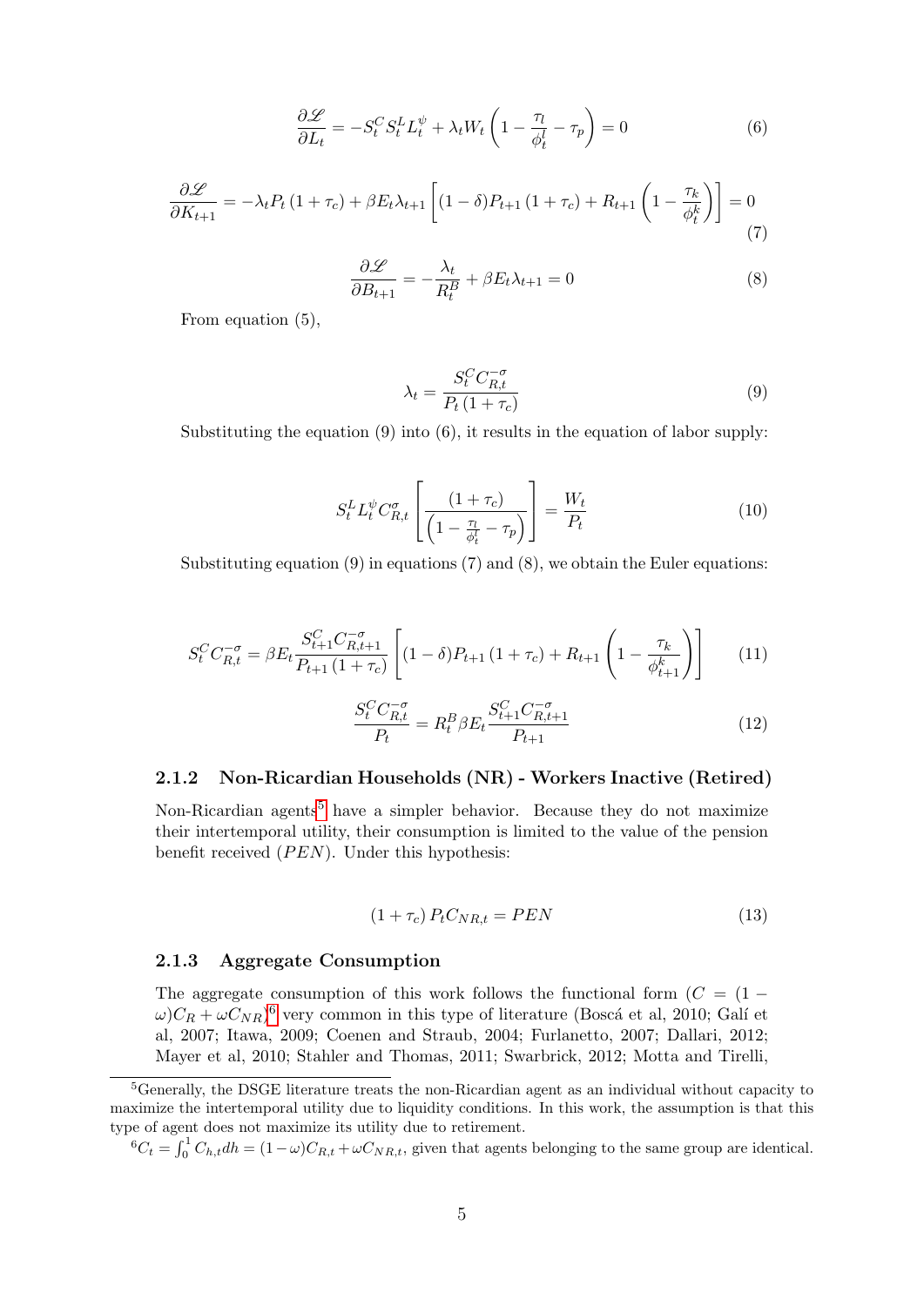$$\frac{\partial \mathscr{L}}{\partial L_t} = -S_t^C S_t^L L_t^{\psi} + \lambda_t W_t \left(1 - \frac{\tau_l}{\phi_t^l} - \tau_p\right) = 0 \tag{6}$$

$$\frac{\partial \mathscr{L}}{\partial K_{t+1}} = -\lambda_t P_t (1+\tau_c) + \beta E_t \lambda_{t+1} \left[(1-\delta) P_{t+1} (1+\tau_c) + R_{t+1}\left(1 - \frac{\tau_k}{\phi_t^k}\right)\right] = 0 \tag{7}$$

$$\frac{\partial \mathscr{L}}{\partial B_{t+1}} = -\frac{\lambda_t}{R_t^B} + \beta E_t \lambda_{t+1} = 0 \tag{8}$$

From equation (5),

$$\lambda_t = \frac{S_t^C C_{R,t}^{-\sigma}}{P_t (1+\tau_c)} \tag{9}$$

Substituting the equation (9) into (6), it results in the equation of labor supply:

$$S_t^L L_t^{\psi} C_{R,t}^{\sigma} \left[\frac{(1+\tau_c)}{\left(1 - \frac{\tau_l}{\phi_t^l} - \tau_p\right)}\right] = \frac{W_t}{P_t} \tag{10}$$

Substituting equation (9) in equations (7) and (8), we obtain the Euler equations:

$$S_t^C C_{R,t}^{-\sigma} = \beta E_t \frac{S_{t+1}^C C_{R,t+1}^{-\sigma}}{P_{t+1}(1+\tau_c)} \left[(1-\delta) P_{t+1} (1+\tau_c) + R_{t+1}\left(1 - \frac{\tau_k}{\phi_{t+1}^k}\right)\right] \tag{11}$$

$$\frac{S_t^C C_{R,t}^{-\sigma}}{P_t} = R_t^B \beta E_t \frac{S_{t+1}^C C_{R,t+1}^{-\sigma}}{P_{t+1}} \tag{12}$$

### 2.1.2 Non-Ricardian Households (NR) - Workers Inactive (Retired)

Non-Ricardian agents[5] have a simpler behavior. Because they do not maximize their intertemporal utility, their consumption is limited to the value of the pension benefit received ($PEN$). Under this hypothesis:

$$(1+\tau_c) P_t C_{NR,t} = PEN \tag{13}$$

### 2.1.3 Aggregate Consumption

The aggregate consumption of this work follows the functional form ($C = (1-\omega)C_R + \omega C_{NR}$)[6] very common in this type of literature (Boscá et al, 2010; Galí et al, 2007; Itawa, 2009; Coenen and Straub, 2004; Furlanetto, 2007; Dallari, 2012; Mayer et al, 2010; Stahler and Thomas, 2011; Swarbrick, 2012; Motta and Tirelli,

[5] Generally, the DSGE literature treats the non-Ricardian agent as an individual without capacity to maximize the intertemporal utility due to liquidity conditions. In this work, the assumption is that this type of agent does not maximize its utility due to retirement.

[6] $C_t = \int_0^1 C_{h,t} dh = (1-\omega)C_{R,t} + \omega C_{NR,t}$, given that agents belonging to the same group are identical.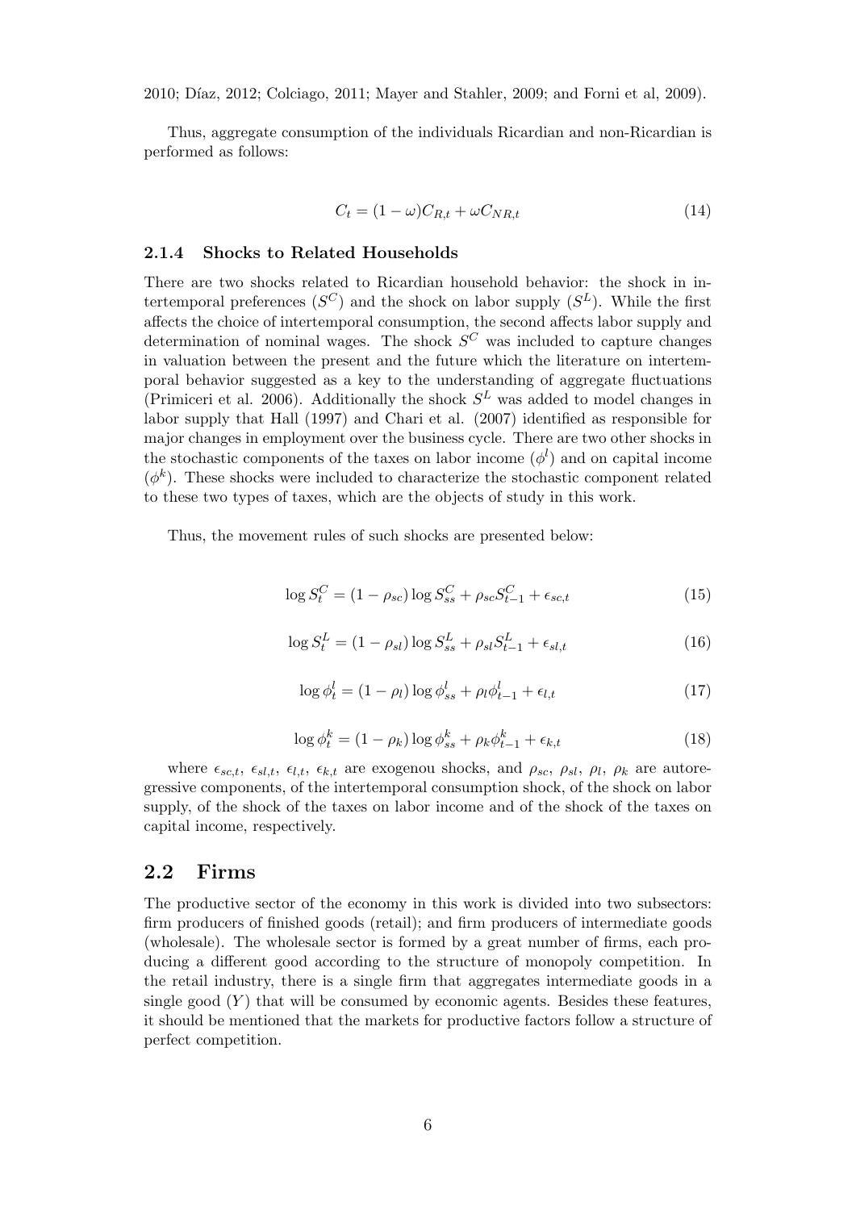2010; Díaz, 2012; Colciago, 2011; Mayer and Stahler, 2009; and Forni et al, 2009).

Thus, aggregate consumption of the individuals Ricardian and non-Ricardian is performed as follows:

$$C_t = (1-\omega)C_{R,t} + \omega C_{NR,t} \tag{14}$$

### 2.1.4 Shocks to Related Households

There are two shocks related to Ricardian household behavior: the shock in intertemporal preferences ($S^C$) and the shock on labor supply ($S^L$). While the first affects the choice of intertemporal consumption, the second affects labor supply and determination of nominal wages. The shock $S^C$ was included to capture changes in valuation between the present and the future which the literature on intertemporal behavior suggested as a key to the understanding of aggregate fluctuations (Primiceri et al. 2006). Additionally the shock $S^L$ was added to model changes in labor supply that Hall (1997) and Chari et al. (2007) identified as responsible for major changes in employment over the business cycle. There are two other shocks in the stochastic components of the taxes on labor income ($\phi^l$) and on capital income ($\phi^k$). These shocks were included to characterize the stochastic component related to these two types of taxes, which are the objects of study in this work.

Thus, the movement rules of such shocks are presented below:

$$\log S_t^C = (1-\rho_{sc}) \log S_{ss}^C + \rho_{sc} S_{t-1}^C + \epsilon_{sc,t} \tag{15}$$

$$\log S_t^L = (1-\rho_{sl}) \log S_{ss}^L + \rho_{sl} S_{t-1}^L + \epsilon_{sl,t} \tag{16}$$

$$\log \phi_t^l = (1-\rho_l) \log \phi_{ss}^l + \rho_l \phi_{t-1}^l + \epsilon_{l,t} \tag{17}$$

$$\log \phi_t^k = (1-\rho_k) \log \phi_{ss}^k + \rho_k \phi_{t-1}^k + \epsilon_{k,t} \tag{18}$$

where $\epsilon_{sc,t}$, $\epsilon_{sl,t}$, $\epsilon_{l,t}$, $\epsilon_{k,t}$ are exogenou shocks, and $\rho_{sc}$, $\rho_{sl}$, $\rho_l$, $\rho_k$ are autoregressive components, of the intertemporal consumption shock, of the shock on labor supply, of the shock of the taxes on labor income and of the shock of the taxes on capital income, respectively.

## 2.2 Firms

The productive sector of the economy in this work is divided into two subsectors: firm producers of finished goods (retail); and firm producers of intermediate goods (wholesale). The wholesale sector is formed by a great number of firms, each producing a different good according to the structure of monopoly competition. In the retail industry, there is a single firm that aggregates intermediate goods in a single good ($Y$) that will be consumed by economic agents. Besides these features, it should be mentioned that the markets for productive factors follow a structure of perfect competition.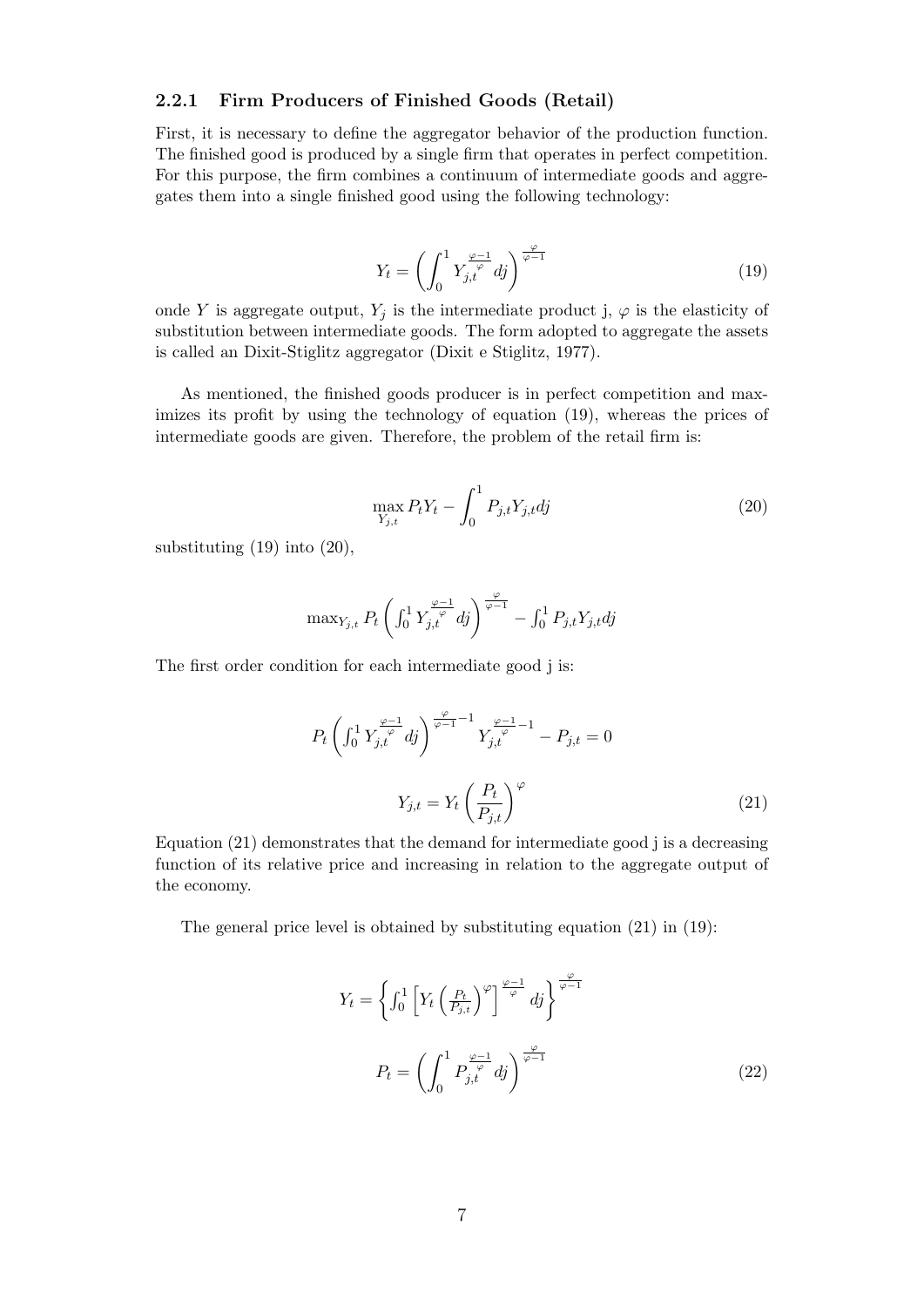#### 2.2.1 Firm Producers of Finished Goods (Retail)

First, it is necessary to define the aggregator behavior of the production function. The finished good is produced by a single firm that operates in perfect competition. For this purpose, the firm combines a continuum of intermediate goods and aggregates them into a single finished good using the following technology:

$$Y_t = \left( \int_0^1 Y_{j,t}^{\frac{\varphi-1}{\varphi}} dj \right)^{\frac{\varphi}{\varphi-1}} \tag{19}$$

onde $Y$ is aggregate output, $Y_j$ is the intermediate product j, $\varphi$ is the elasticity of substitution between intermediate goods. The form adopted to aggregate the assets is called an Dixit-Stiglitz aggregator (Dixit e Stiglitz, 1977).

As mentioned, the finished goods producer is in perfect competition and maximizes its profit by using the technology of equation (19), whereas the prices of intermediate goods are given. Therefore, the problem of the retail firm is:

$$\max_{Y_{j,t}} P_t Y_t - \int_0^1 P_{j,t} Y_{j,t} dj \tag{20}$$

substituting (19) into (20),

$$\max_{Y_{j,t}} P_t \left( \int_0^1 Y_{j,t}^{\frac{\varphi-1}{\varphi}} dj \right)^{\frac{\varphi}{\varphi-1}} - \int_0^1 P_{j,t} Y_{j,t} dj$$

The first order condition for each intermediate good j is:

$$P_t \left( \int_0^1 Y_{j,t}^{\frac{\varphi-1}{\varphi}} dj \right)^{\frac{\varphi}{\varphi-1}-1} Y_{j,t}^{\frac{\varphi-1}{\varphi}-1} - P_{j,t} = 0$$

$$Y_{j,t} = Y_t \left( \frac{P_t}{P_{j,t}} \right)^{\varphi} \tag{21}$$

Equation (21) demonstrates that the demand for intermediate good j is a decreasing function of its relative price and increasing in relation to the aggregate output of the economy.

The general price level is obtained by substituting equation (21) in (19):

$$Y_t = \left\{ \int_0^1 \left[ Y_t \left( \frac{P_t}{P_{j,t}} \right)^{\varphi} \right]^{\frac{\varphi-1}{\varphi}} dj \right\}^{\frac{\varphi}{\varphi-1}}$$

$$P_t = \left( \int_0^1 P_{j,t}^{\frac{\varphi-1}{\varphi}} dj \right)^{\frac{\varphi}{\varphi-1}} \tag{22}$$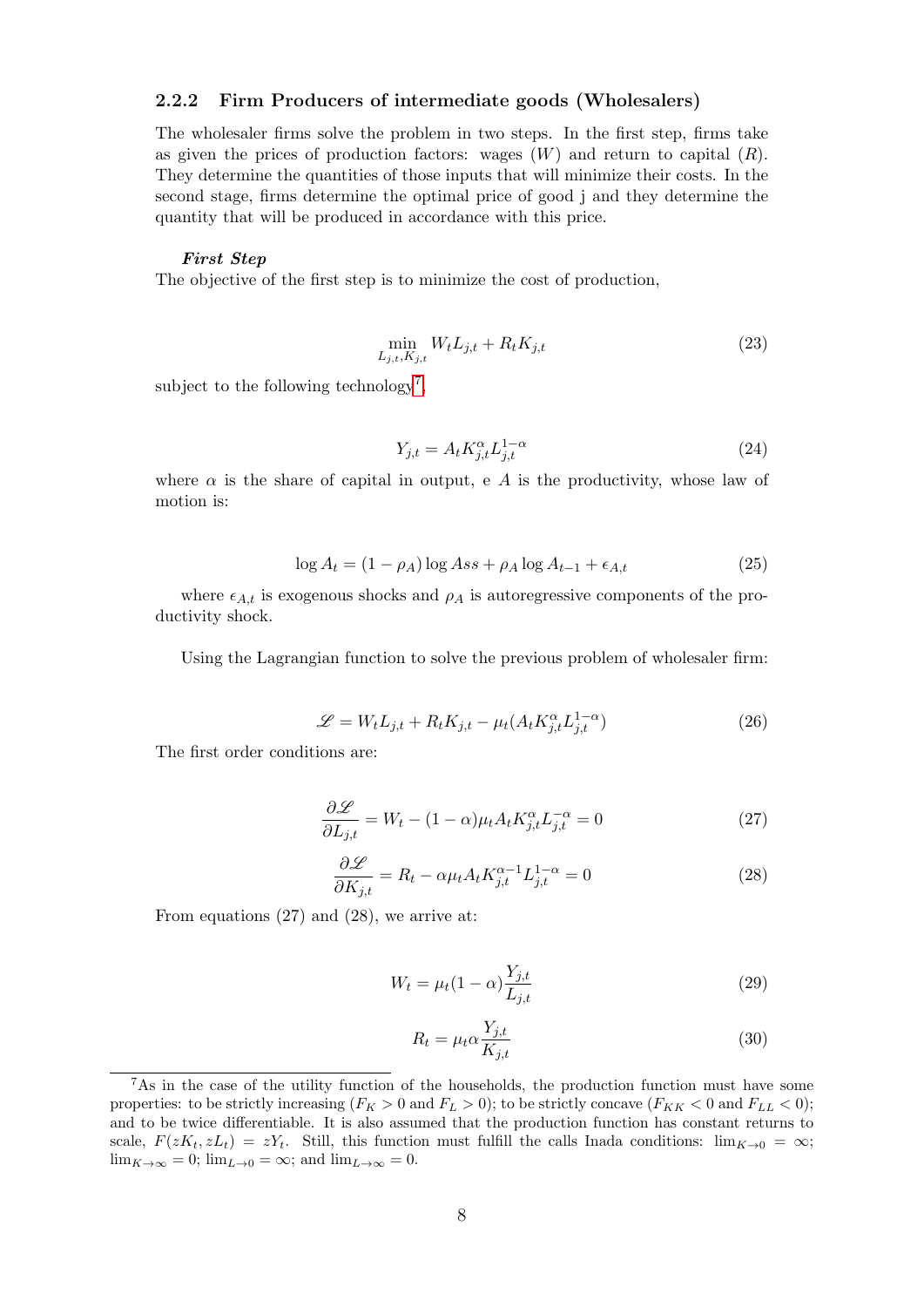### 2.2.2 Firm Producers of intermediate goods (Wholesalers)

The wholesaler firms solve the problem in two steps. In the first step, firms take as given the prices of production factors: wages ($W$) and return to capital ($R$). They determine the quantities of those inputs that will minimize their costs. In the second stage, firms determine the optimal price of good j and they determine the quantity that will be produced in accordance with this price.

***First Step***

The objective of the first step is to minimize the cost of production,

$$\min_{L_{j,t},K_{j,t}} W_t L_{j,t} + R_t K_{j,t} \tag{23}$$

subject to the following technology[7],

$$Y_{j,t} = A_t K_{j,t}^{\alpha} L_{j,t}^{1-\alpha} \tag{24}$$

where $\alpha$ is the share of capital in output, e $A$ is the productivity, whose law of motion is:

$$\log A_t = (1-\rho_A)\log Ass + \rho_A \log A_{t-1} + \epsilon_{A,t} \tag{25}$$

where $\epsilon_{A,t}$ is exogenous shocks and $\rho_A$ is autoregressive components of the productivity shock.

Using the Lagrangian function to solve the previous problem of wholesaler firm:

$$\mathscr{L} = W_t L_{j,t} + R_t K_{j,t} - \mu_t (A_t K_{j,t}^{\alpha} L_{j,t}^{1-\alpha}) \tag{26}$$

The first order conditions are:

$$\frac{\partial \mathscr{L}}{\partial L_{j,t}} = W_t - (1-\alpha)\mu_t A_t K_{j,t}^{\alpha} L_{j,t}^{-\alpha} = 0 \tag{27}$$

$$\frac{\partial \mathscr{L}}{\partial K_{j,t}} = R_t - \alpha \mu_t A_t K_{j,t}^{\alpha-1} L_{j,t}^{1-\alpha} = 0 \tag{28}$$

From equations (27) and (28), we arrive at:

$$W_t = \mu_t (1-\alpha) \frac{Y_{j,t}}{L_{j,t}} \tag{29}$$

$$R_t = \mu_t \alpha \frac{Y_{j,t}}{K_{j,t}} \tag{30}$$

[7]As in the case of the utility function of the households, the production function must have some properties: to be strictly increasing ($F_K > 0$ and $F_L > 0$); to be strictly concave ($F_{KK} < 0$ and $F_{LL} < 0$); and to be twice differentiable. It is also assumed that the production function has constant returns to scale, $F(zK_t, zL_t) = zY_t$. Still, this function must fulfill the calls Inada conditions: $\lim_{K\to 0} = \infty$; $\lim_{K\to\infty} = 0$; $\lim_{L\to 0} = \infty$; and $\lim_{L\to\infty} = 0$.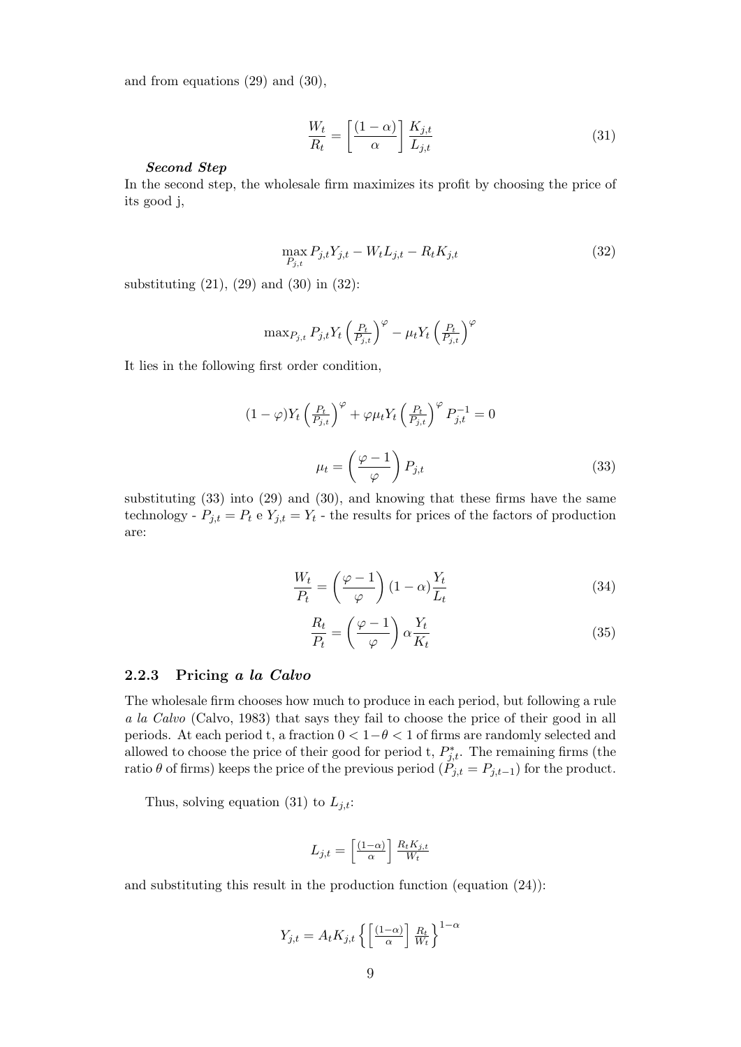and from equations (29) and (30),

$$\frac{W_t}{R_t} = \left[\frac{(1-\alpha)}{\alpha}\right] \frac{K_{j,t}}{L_{j,t}} \tag{31}$$

***Second Step***

In the second step, the wholesale firm maximizes its profit by choosing the price of its good j,

$$\max_{P_{j,t}} P_{j,t} Y_{j,t} - W_t L_{j,t} - R_t K_{j,t} \tag{32}$$

substituting (21), (29) and (30) in (32):

$$\max_{P_{j,t}} P_{j,t} Y_t \left(\frac{P_t}{P_{j,t}}\right)^{\varphi} - \mu_t Y_t \left(\frac{P_t}{P_{j,t}}\right)^{\varphi}$$

It lies in the following first order condition,

$$(1-\varphi) Y_t \left(\frac{P_t}{P_{j,t}}\right)^{\varphi} + \varphi \mu_t Y_t \left(\frac{P_t}{P_{j,t}}\right)^{\varphi} P_{j,t}^{-1} = 0$$

$$\mu_t = \left(\frac{\varphi - 1}{\varphi}\right) P_{j,t} \tag{33}$$

substituting (33) into (29) and (30), and knowing that these firms have the same technology - $P_{j,t} = P_t$ e $Y_{j,t} = Y_t$ - the results for prices of the factors of production are:

$$\frac{W_t}{P_t} = \left(\frac{\varphi - 1}{\varphi}\right) (1-\alpha) \frac{Y_t}{L_t} \tag{34}$$

$$\frac{R_t}{P_t} = \left(\frac{\varphi - 1}{\varphi}\right) \alpha \frac{Y_t}{K_t} \tag{35}$$

### 2.2.3 Pricing *a la Calvo*

The wholesale firm chooses how much to produce in each period, but following a rule *a la Calvo* (Calvo, 1983) that says they fail to choose the price of their good in all periods. At each period t, a fraction $0 < 1-\theta < 1$ of firms are randomly selected and allowed to choose the price of their good for period t, $P_{j,t}^*$. The remaining firms (the ratio $\theta$ of firms) keeps the price of the previous period ($P_{j,t} = P_{j,t-1}$) for the product.

Thus, solving equation (31) to $L_{j,t}$:

$$L_{j,t} = \left[\frac{(1-\alpha)}{\alpha}\right] \frac{R_t K_{j,t}}{W_t}$$

and substituting this result in the production function (equation (24)):

$$Y_{j,t} = A_t K_{j,t} \left\{ \left[\frac{(1-\alpha)}{\alpha}\right] \frac{R_t}{W_t} \right\}^{1-\alpha}$$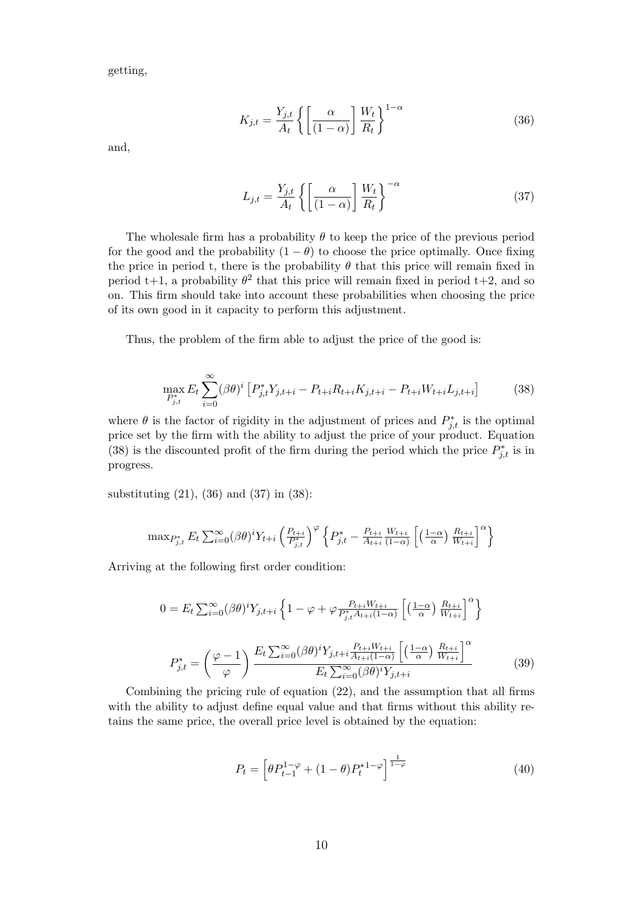getting,

$$K_{j,t} = \frac{Y_{j,t}}{A_t} \left\{ \left[ \frac{\alpha}{(1-\alpha)} \right] \frac{W_t}{R_t} \right\}^{1-\alpha} \tag{36}$$

and,

$$L_{j,t} = \frac{Y_{j,t}}{A_t} \left\{ \left[ \frac{\alpha}{(1-\alpha)} \right] \frac{W_t}{R_t} \right\}^{-\alpha} \tag{37}$$

The wholesale firm has a probability $\theta$ to keep the price of the previous period for the good and the probability $(1-\theta)$ to choose the price optimally. Once fixing the price in period t, there is the probability $\theta$ that this price will remain fixed in period t+1, a probability $\theta^2$ that this price will remain fixed in period t+2, and so on. This firm should take into account these probabilities when choosing the price of its own good in it capacity to perform this adjustment.

Thus, the problem of the firm able to adjust the price of the good is:

$$\max_{P^*_{j,t}} E_t \sum_{i=0}^{\infty} (\beta\theta)^i \left[ P^*_{j,t} Y_{j,t+i} - P_{t+i} R_{t+i} K_{j,t+i} - P_{t+i} W_{t+i} L_{j,t+i} \right] \tag{38}$$

where $\theta$ is the factor of rigidity in the adjustment of prices and $P^*_{j,t}$ is the optimal price set by the firm with the ability to adjust the price of your product. Equation (38) is the discounted profit of the firm during the period which the price $P^*_{j,t}$ is in progress.

substituting (21), (36) and (37) in (38):

$$\max_{P^*_{j,t}} E_t \sum_{i=0}^{\infty} (\beta\theta)^i Y_{t+i} \left( \frac{P_{t+i}}{P^*_{j,t}} \right)^{\varphi} \left\{ P^*_{j,t} - \frac{P_{t+i}}{A_{t+i}} \frac{W_{t+i}}{(1-\alpha)} \left[ \left( \frac{1-\alpha}{\alpha} \right) \frac{R_{t+i}}{W_{t+i}} \right]^{\alpha} \right\}$$

Arriving at the following first order condition:

$$0 = E_t \sum_{i=0}^{\infty} (\beta\theta)^i Y_{j,t+i} \left\{ 1 - \varphi + \varphi \frac{P_{t+i} W_{t+i}}{P^*_{j,t} A_{t+i} (1-\alpha)} \left[ \left( \frac{1-\alpha}{\alpha} \right) \frac{R_{t+i}}{W_{t+i}} \right]^{\alpha} \right\}$$

$$P^*_{j,t} = \left( \frac{\varphi - 1}{\varphi} \right) \frac{E_t \sum_{i=0}^{\infty} (\beta\theta)^i Y_{j,t+i} \frac{P_{t+i} W_{t+i}}{A_{t+i}(1-\alpha)} \left[ \left( \frac{1-\alpha}{\alpha} \right) \frac{R_{t+i}}{W_{t+i}} \right]^{\alpha}}{E_t \sum_{i=0}^{\infty} (\beta\theta)^i Y_{j,t+i}} \tag{39}$$

Combining the pricing rule of equation (22), and the assumption that all firms with the ability to adjust define equal value and that firms without this ability retains the same price, the overall price level is obtained by the equation:

$$P_t = \left[ \theta P_{t-1}^{1-\varphi} + (1-\theta) P_t^{*1-\varphi} \right]^{\frac{1}{1-\varphi}} \tag{40}$$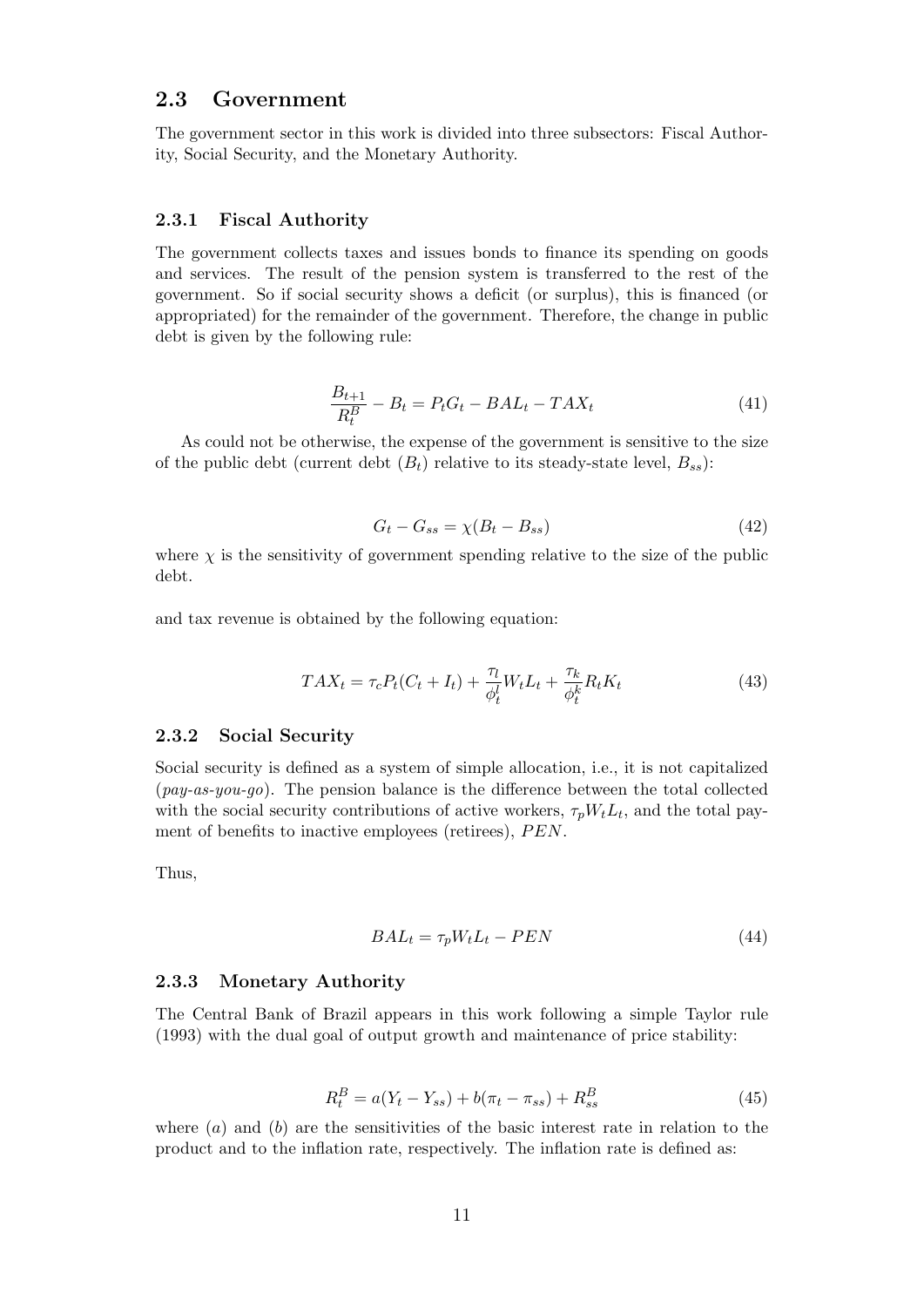## 2.3 Government

The government sector in this work is divided into three subsectors: Fiscal Authority, Social Security, and the Monetary Authority.

### 2.3.1 Fiscal Authority

The government collects taxes and issues bonds to finance its spending on goods and services. The result of the pension system is transferred to the rest of the government. So if social security shows a deficit (or surplus), this is financed (or appropriated) for the remainder of the government. Therefore, the change in public debt is given by the following rule:

$$\frac{B_{t+1}}{R_t^B} - B_t = P_t G_t - BAL_t - TAX_t \tag{41}$$

As could not be otherwise, the expense of the government is sensitive to the size of the public debt (current debt ($B_t$) relative to its steady-state level, $B_{ss}$):

$$G_t - G_{ss} = \chi(B_t - B_{ss}) \tag{42}$$

where $\chi$ is the sensitivity of government spending relative to the size of the public debt.

and tax revenue is obtained by the following equation:

$$TAX_t = \tau_c P_t(C_t + I_t) + \frac{\tau_l}{\phi_t^l} W_t L_t + \frac{\tau_k}{\phi_t^k} R_t K_t \tag{43}$$

### 2.3.2 Social Security

Social security is defined as a system of simple allocation, i.e., it is not capitalized (*pay-as-you-go*). The pension balance is the difference between the total collected with the social security contributions of active workers, $\tau_p W_t L_t$, and the total payment of benefits to inactive employees (retirees), $PEN$.

Thus,

$$BAL_t = \tau_p W_t L_t - PEN \tag{44}$$

### 2.3.3 Monetary Authority

The Central Bank of Brazil appears in this work following a simple Taylor rule (1993) with the dual goal of output growth and maintenance of price stability:

$$R_t^B = a(Y_t - Y_{ss}) + b(\pi_t - \pi_{ss}) + R_{ss}^B \tag{45}$$

where ($a$) and ($b$) are the sensitivities of the basic interest rate in relation to the product and to the inflation rate, respectively. The inflation rate is defined as: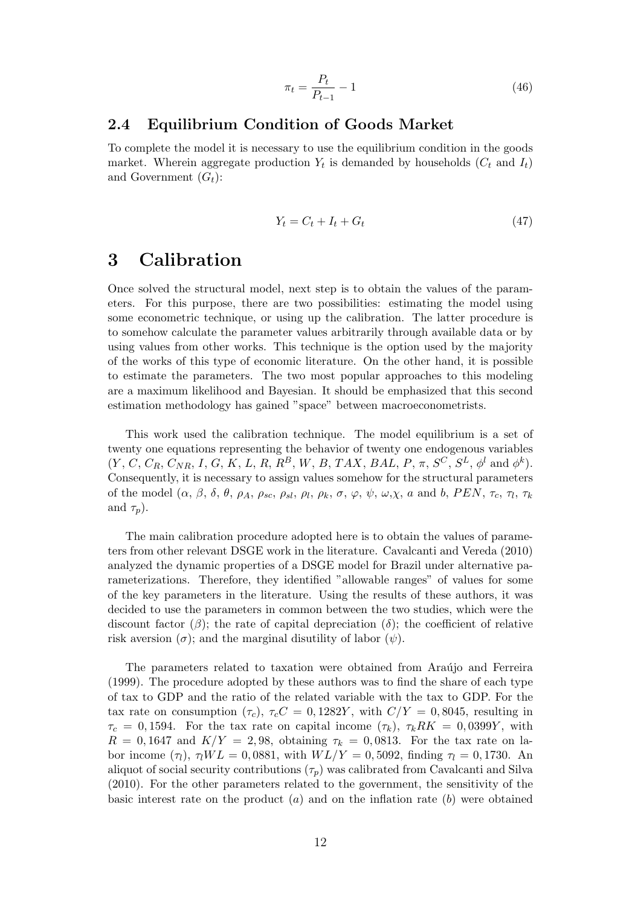$$\pi_t = \frac{P_t}{P_{t-1}} - 1 \tag{46}$$

### 2.4 Equilibrium Condition of Goods Market

To complete the model it is necessary to use the equilibrium condition in the goods market. Wherein aggregate production $Y_t$ is demanded by households ($C_t$ and $I_t$) and Government ($G_t$):

$$Y_t = C_t + I_t + G_t \tag{47}$$

# 3 Calibration

Once solved the structural model, next step is to obtain the values of the parameters. For this purpose, there are two possibilities: estimating the model using some econometric technique, or using up the calibration. The latter procedure is to somehow calculate the parameter values arbitrarily through available data or by using values from other works. This technique is the option used by the majority of the works of this type of economic literature. On the other hand, it is possible to estimate the parameters. The two most popular approaches to this modeling are a maximum likelihood and Bayesian. It should be emphasized that this second estimation methodology has gained "space" between macroeconometrists.

This work used the calibration technique. The model equilibrium is a set of twenty one equations representing the behavior of twenty one endogenous variables ($Y$, $C$, $C_R$, $C_{NR}$, $I$, $G$, $K$, $L$, $R$, $R^B$, $W$, $B$, $TAX$, $BAL$, $P$, $\pi$, $S^C$, $S^L$, $\phi^l$ and $\phi^k$). Consequently, it is necessary to assign values somehow for the structural parameters of the model ($\alpha$, $\beta$, $\delta$, $\theta$, $\rho_A$, $\rho_{sc}$, $\rho_{sl}$, $\rho_l$, $\rho_k$, $\sigma$, $\varphi$, $\psi$, $\omega$,$\chi$, $a$ and $b$, $PEN$, $\tau_c$, $\tau_l$, $\tau_k$ and $\tau_p$).

The main calibration procedure adopted here is to obtain the values of parameters from other relevant DSGE work in the literature. Cavalcanti and Vereda (2010) analyzed the dynamic properties of a DSGE model for Brazil under alternative parameterizations. Therefore, they identified "allowable ranges" of values for some of the key parameters in the literature. Using the results of these authors, it was decided to use the parameters in common between the two studies, which were the discount factor ($\beta$); the rate of capital depreciation ($\delta$); the coefficient of relative risk aversion ($\sigma$); and the marginal disutility of labor ($\psi$).

The parameters related to taxation were obtained from Araújo and Ferreira (1999). The procedure adopted by these authors was to find the share of each type of tax to GDP and the ratio of the related variable with the tax to GDP. For the tax rate on consumption ($\tau_c$), $\tau_c C = 0,1282Y$, with $C/Y = 0,8045$, resulting in $\tau_c = 0,1594$. For the tax rate on capital income ($\tau_k$), $\tau_k RK = 0,0399Y$, with $R = 0,1647$ and $K/Y = 2,98$, obtaining $\tau_k = 0,0813$. For the tax rate on labor income ($\tau_l$), $\tau_l WL = 0,0881$, with $WL/Y = 0,5092$, finding $\tau_l = 0,1730$. An aliquot of social security contributions ($\tau_p$) was calibrated from Cavalcanti and Silva (2010). For the other parameters related to the government, the sensitivity of the basic interest rate on the product ($a$) and on the inflation rate ($b$) were obtained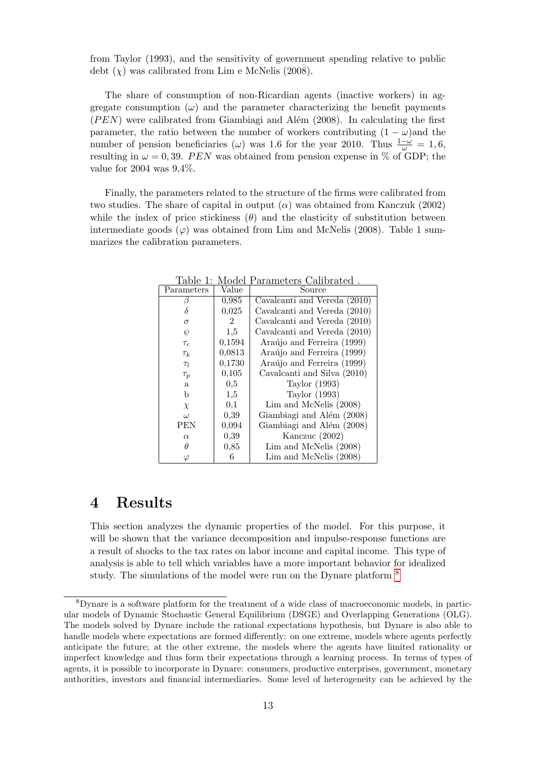from Taylor (1993), and the sensitivity of government spending relative to public debt ($\chi$) was calibrated from Lim e McNelis (2008).

The share of consumption of non-Ricardian agents (inactive workers) in aggregate consumption ($\omega$) and the parameter characterizing the benefit payments ($PEN$) were calibrated from Giambiagi and Além (2008). In calculating the first parameter, the ratio between the number of workers contributing $(1-\omega)$and the number of pension beneficiaries ($\omega$) was 1.6 for the year 2010. Thus $\frac{1-\omega}{\omega} = 1,6$, resulting in $\omega = 0,39$. $PEN$ was obtained from pension expense in % of GDP; the value for 2004 was 9,4%.

Finally, the parameters related to the structure of the firms were calibrated from two studies. The share of capital in output ($\alpha$) was obtained from Kanczuk (2002) while the index of price stickiness ($\theta$) and the elasticity of substitution between intermediate goods ($\varphi$) was obtained from Lim and McNelis (2008). Table 1 summarizes the calibration parameters.

Table 1: Model Parameters Calibrated .

| Parameters | Value | Source |
|---|---|---|
| $\beta$ | 0,985 | Cavalcanti and Vereda (2010) |
| $\delta$ | 0,025 | Cavalcanti and Vereda (2010) |
| $\sigma$ | 2 | Cavalcanti and Vereda (2010) |
| $\psi$ | 1,5 | Cavalcanti and Vereda (2010) |
| $\tau_c$ | 0,1594 | Araújo and Ferreira (1999) |
| $\tau_k$ | 0,0813 | Araújo and Ferreira (1999) |
| $\tau_l$ | 0,1730 | Araújo and Ferreira (1999) |
| $\tau_p$ | 0,105 | Cavalcanti and Silva (2010) |
| a | 0,5 | Taylor (1993) |
| b | 1,5 | Taylor (1993) |
| $\chi$ | 0,1 | Lim and McNelis (2008) |
| $\omega$ | 0,39 | Giambiagi and Além (2008) |
| PEN | 0,094 | Giambiagi and Além (2008) |
| $\alpha$ | 0,39 | Kanczuc (2002) |
| $\theta$ | 0,85 | Lim and McNelis (2008) |
| $\varphi$ | 6 | Lim and McNelis (2008) |

# 4 Results

This section analyzes the dynamic properties of the model. For this purpose, it will be shown that the variance decomposition and impulse-response functions are a result of shocks to the tax rates on labor income and capital income. This type of analysis is able to tell which variables have a more important behavior for idealized study. The simulations of the model were run on the Dynare platform [8]

[8]Dynare is a software platform for the treatment of a wide class of macroeconomic models, in particular models of Dynamic Stochastic General Equilibrium (DSGE) and Overlapping Generations (OLG). The models solved by Dynare include the rational expectations hypothesis, but Dynare is also able to handle models where expectations are formed differently: on one extreme, models where agents perfectly anticipate the future; at the other extreme, the models where the agents have limited rationality or imperfect knowledge and thus form their expectations through a learning process. In terms of types of agents, it is possible to incorporate in Dynare: consumers, productive enterprises, government, monetary authorities, investors and financial intermediaries. Some level of heterogeneity can be achieved by the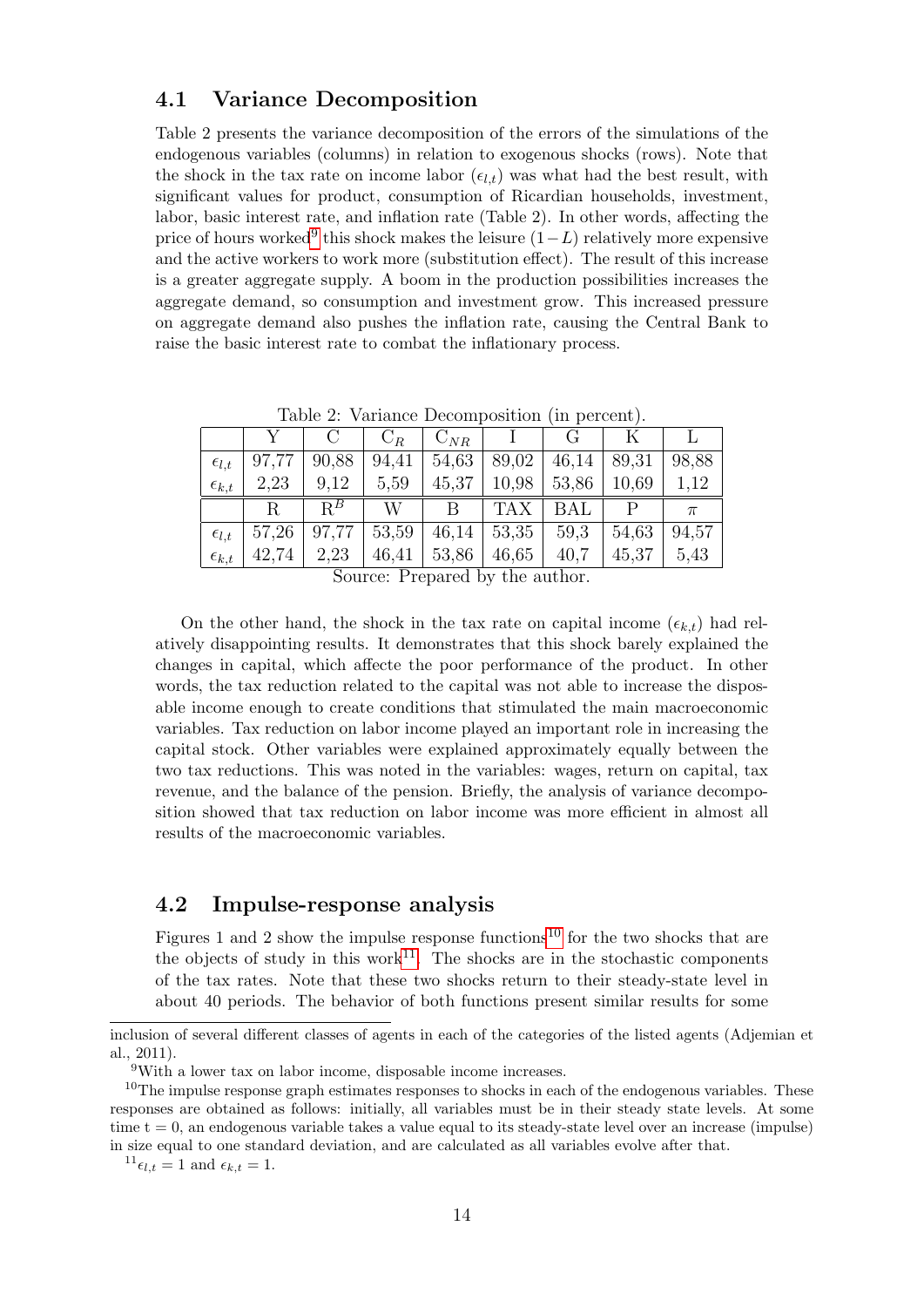### 4.1 Variance Decomposition

Table 2 presents the variance decomposition of the errors of the simulations of the endogenous variables (columns) in relation to exogenous shocks (rows). Note that the shock in the tax rate on income labor ($\epsilon_{l,t}$) was what had the best result, with significant values for product, consumption of Ricardian households, investment, labor, basic interest rate, and inflation rate (Table 2). In other words, affecting the price of hours worked[9] this shock makes the leisure $(1-L)$ relatively more expensive and the active workers to work more (substitution effect). The result of this increase is a greater aggregate supply. A boom in the production possibilities increases the aggregate demand, so consumption and investment grow. This increased pressure on aggregate demand also pushes the inflation rate, causing the Central Bank to raise the basic interest rate to combat the inflationary process.

Table 2: Variance Decomposition (in percent).

| | Y | C | $C_R$ | $C_{NR}$ | I | G | K | L |
|---|---|---|---|---|---|---|---|---|
| $\epsilon_{l,t}$ | 97,77 | 90,88 | 94,41 | 54,63 | 89,02 | 46,14 | 89,31 | 98,88 |
| $\epsilon_{k,t}$ | 2,23 | 9,12 | 5,59 | 45,37 | 10,98 | 53,86 | 10,69 | 1,12 |
| | R | $R^B$ | W | B | TAX | BAL | P | $\pi$ |
| $\epsilon_{l,t}$ | 57,26 | 97,77 | 53,59 | 46,14 | 53,35 | 59,3 | 54,63 | 94,57 |
| $\epsilon_{k,t}$ | 42,74 | 2,23 | 46,41 | 53,86 | 46,65 | 40,7 | 45,37 | 5,43 |

Source: Prepared by the author.

On the other hand, the shock in the tax rate on capital income ($\epsilon_{k,t}$) had relatively disappointing results. It demonstrates that this shock barely explained the changes in capital, which affecte the poor performance of the product. In other words, the tax reduction related to the capital was not able to increase the disposable income enough to create conditions that stimulated the main macroeconomic variables. Tax reduction on labor income played an important role in increasing the capital stock. Other variables were explained approximately equally between the two tax reductions. This was noted in the variables: wages, return on capital, tax revenue, and the balance of the pension. Briefly, the analysis of variance decomposition showed that tax reduction on labor income was more efficient in almost all results of the macroeconomic variables.

### 4.2 Impulse-response analysis

Figures 1 and 2 show the impulse response functions[10] for the two shocks that are the objects of study in this work[11]. The shocks are in the stochastic components of the tax rates. Note that these two shocks return to their steady-state level in about 40 periods. The behavior of both functions present similar results for some

inclusion of several different classes of agents in each of the categories of the listed agents (Adjemian et al., 2011).

[9] With a lower tax on labor income, disposable income increases.

[10] The impulse response graph estimates responses to shocks in each of the endogenous variables. These responses are obtained as follows: initially, all variables must be in their steady state levels. At some time t = 0, an endogenous variable takes a value equal to its steady-state level over an increase (impulse) in size equal to one standard deviation, and are calculated as all variables evolve after that.

[11] $\epsilon_{l,t} = 1$ and $\epsilon_{k,t} = 1$.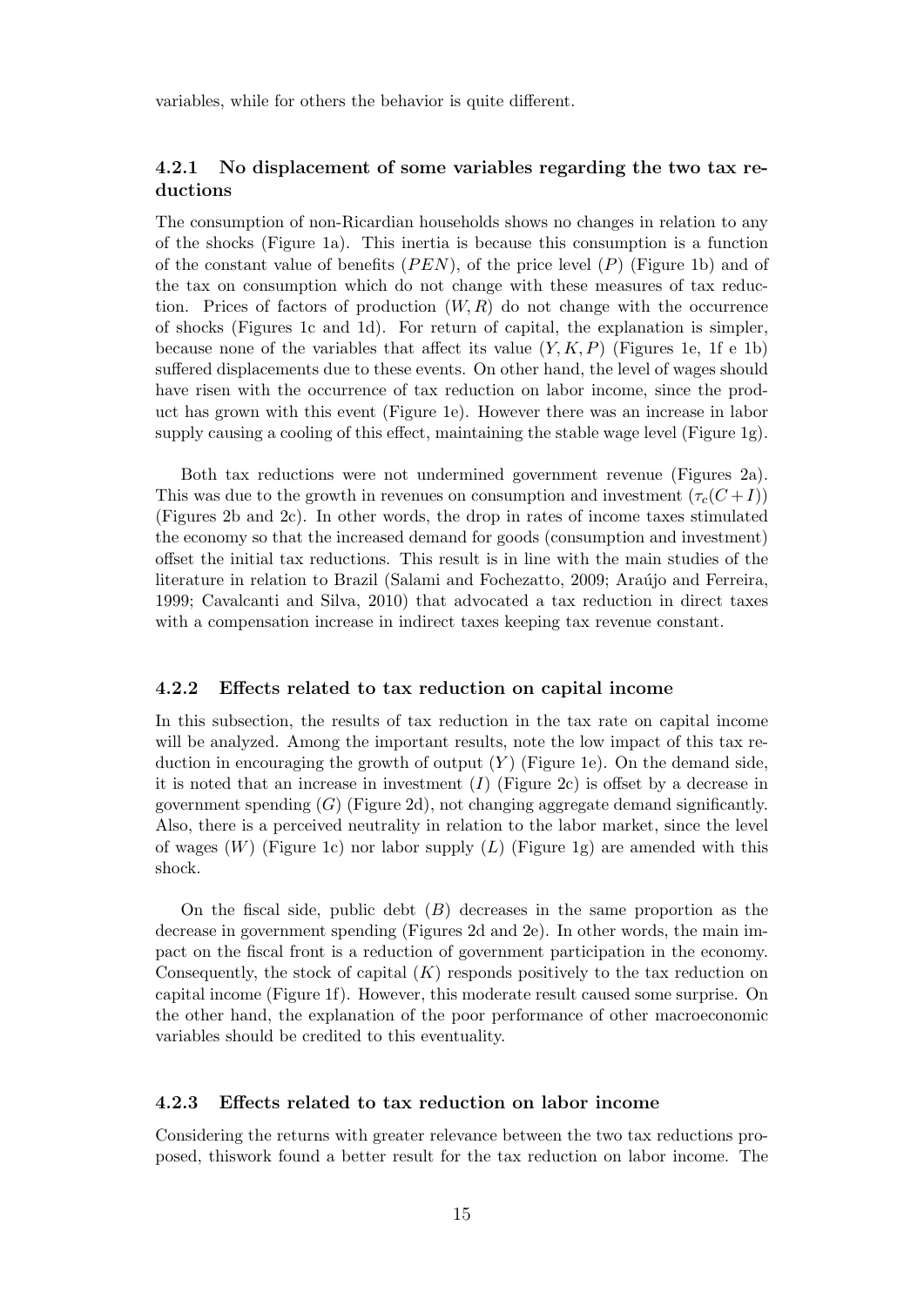variables, while for others the behavior is quite different.

#### 4.2.1 No displacement of some variables regarding the two tax reductions

The consumption of non-Ricardian households shows no changes in relation to any of the shocks (Figure 1a). This inertia is because this consumption is a function of the constant value of benefits ($PEN$), of the price level ($P$) (Figure 1b) and of the tax on consumption which do not change with these measures of tax reduction. Prices of factors of production ($W, R$) do not change with the occurrence of shocks (Figures 1c and 1d). For return of capital, the explanation is simpler, because none of the variables that affect its value ($Y, K, P$) (Figures 1e, 1f e 1b) suffered displacements due to these events. On other hand, the level of wages should have risen with the occurrence of tax reduction on labor income, since the product has grown with this event (Figure 1e). However there was an increase in labor supply causing a cooling of this effect, maintaining the stable wage level (Figure 1g).

Both tax reductions were not undermined government revenue (Figures 2a). This was due to the growth in revenues on consumption and investment ($\tau_c(C + I)$) (Figures 2b and 2c). In other words, the drop in rates of income taxes stimulated the economy so that the increased demand for goods (consumption and investment) offset the initial tax reductions. This result is in line with the main studies of the literature in relation to Brazil (Salami and Fochezatto, 2009; Araújo and Ferreira, 1999; Cavalcanti and Silva, 2010) that advocated a tax reduction in direct taxes with a compensation increase in indirect taxes keeping tax revenue constant.

#### 4.2.2 Effects related to tax reduction on capital income

In this subsection, the results of tax reduction in the tax rate on capital income will be analyzed. Among the important results, note the low impact of this tax reduction in encouraging the growth of output ($Y$) (Figure 1e). On the demand side, it is noted that an increase in investment ($I$) (Figure 2c) is offset by a decrease in government spending ($G$) (Figure 2d), not changing aggregate demand significantly. Also, there is a perceived neutrality in relation to the labor market, since the level of wages ($W$) (Figure 1c) nor labor supply ($L$) (Figure 1g) are amended with this shock.

On the fiscal side, public debt ($B$) decreases in the same proportion as the decrease in government spending (Figures 2d and 2e). In other words, the main impact on the fiscal front is a reduction of government participation in the economy. Consequently, the stock of capital ($K$) responds positively to the tax reduction on capital income (Figure 1f). However, this moderate result caused some surprise. On the other hand, the explanation of the poor performance of other macroeconomic variables should be credited to this eventuality.

#### 4.2.3 Effects related to tax reduction on labor income

Considering the returns with greater relevance between the two tax reductions proposed, thiswork found a better result for the tax reduction on labor income. The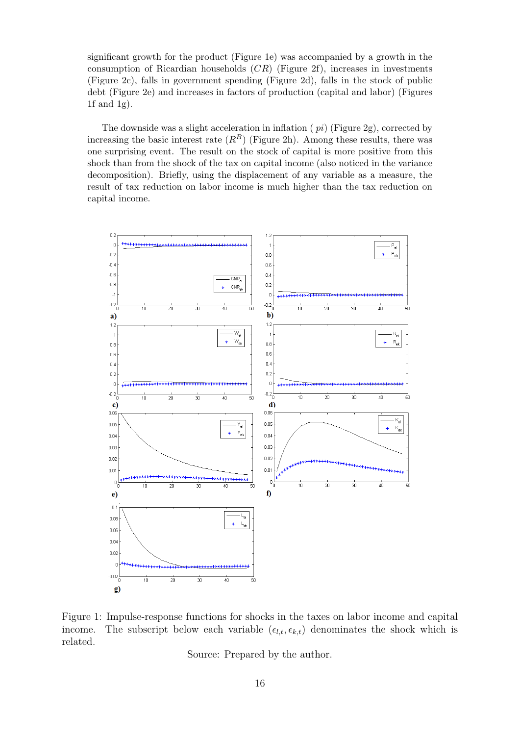significant growth for the product (Figure 1e) was accompanied by a growth in the consumption of Ricardian households ($CR$) (Figure 2f), increases in investments (Figure 2c), falls in government spending (Figure 2d), falls in the stock of public debt (Figure 2e) and increases in factors of production (capital and labor) (Figures 1f and 1g).

The downside was a slight acceleration in inflation ( $pi$) (Figure 2g), corrected by increasing the basic interest rate ($R^B$) (Figure 2h). Among these results, there was one surprising event. The result on the stock of capital is more positive from this shock than from the shock of the tax on capital income (also noticed in the variance decomposition). Briefly, using the displacement of any variable as a measure, the result of tax reduction on labor income is much higher than the tax reduction on capital income.

Figure 1: Impulse-response functions for shocks in the taxes on labor income and capital income. The subscript below each variable ($\epsilon_{l,t}, \epsilon_{k,t}$) denominates the shock which is related.

Source: Prepared by the author.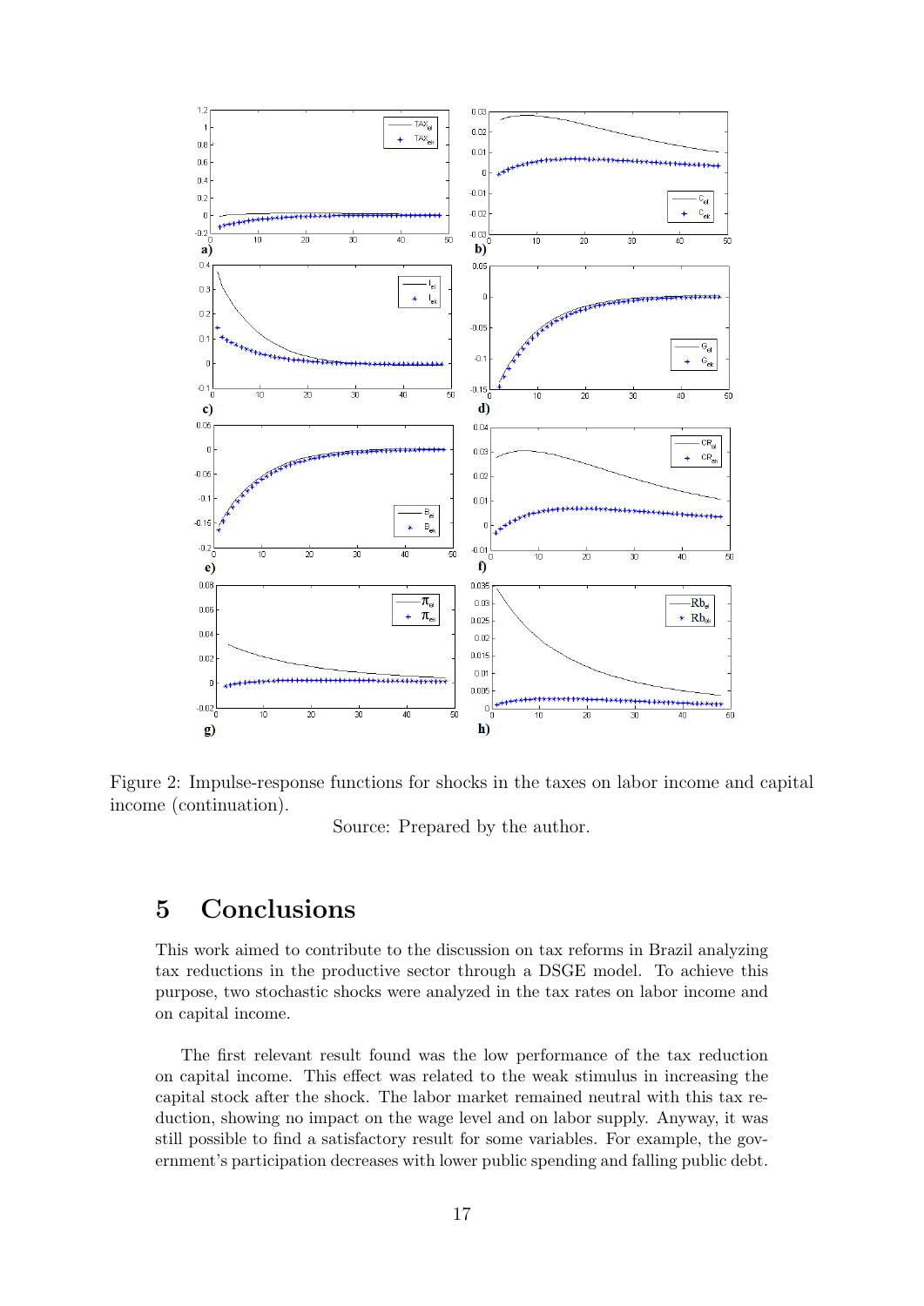Figure 2: Impulse-response functions for shocks in the taxes on labor income and capital income (continuation).

Source: Prepared by the author.

# 5 Conclusions

This work aimed to contribute to the discussion on tax reforms in Brazil analyzing tax reductions in the productive sector through a DSGE model. To achieve this purpose, two stochastic shocks were analyzed in the tax rates on labor income and on capital income.

The first relevant result found was the low performance of the tax reduction on capital income. This effect was related to the weak stimulus in increasing the capital stock after the shock. The labor market remained neutral with this tax reduction, showing no impact on the wage level and on labor supply. Anyway, it was still possible to find a satisfactory result for some variables. For example, the government's participation decreases with lower public spending and falling public debt.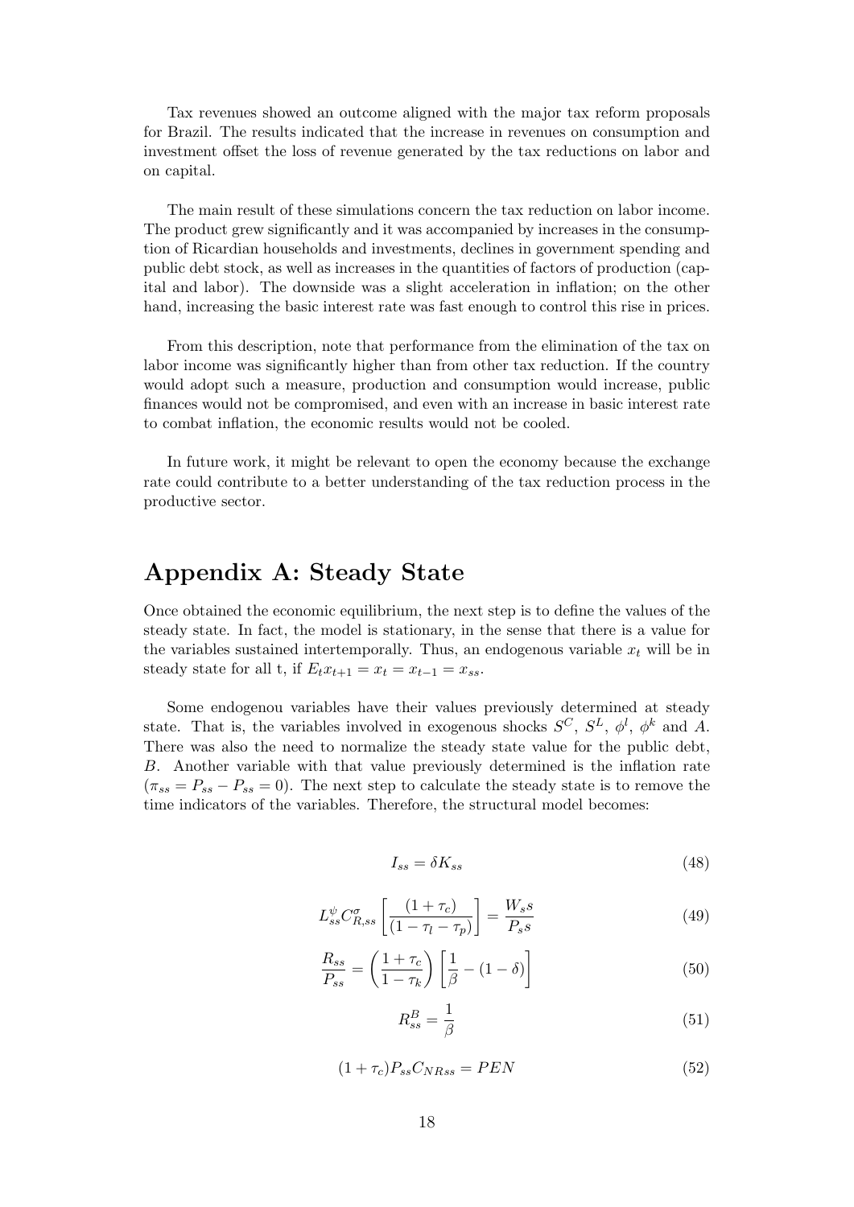Tax revenues showed an outcome aligned with the major tax reform proposals for Brazil. The results indicated that the increase in revenues on consumption and investment offset the loss of revenue generated by the tax reductions on labor and on capital.

The main result of these simulations concern the tax reduction on labor income. The product grew significantly and it was accompanied by increases in the consumption of Ricardian households and investments, declines in government spending and public debt stock, as well as increases in the quantities of factors of production (capital and labor). The downside was a slight acceleration in inflation; on the other hand, increasing the basic interest rate was fast enough to control this rise in prices.

From this description, note that performance from the elimination of the tax on labor income was significantly higher than from other tax reduction. If the country would adopt such a measure, production and consumption would increase, public finances would not be compromised, and even with an increase in basic interest rate to combat inflation, the economic results would not be cooled.

In future work, it might be relevant to open the economy because the exchange rate could contribute to a better understanding of the tax reduction process in the productive sector.

# Appendix A: Steady State

Once obtained the economic equilibrium, the next step is to define the values of the steady state. In fact, the model is stationary, in the sense that there is a value for the variables sustained intertemporally. Thus, an endogenous variable $x_t$ will be in steady state for all t, if $E_t x_{t+1} = x_t = x_{t-1} = x_{ss}$.

Some endogenou variables have their values previously determined at steady state. That is, the variables involved in exogenous shocks $S^C$, $S^L$, $\phi^l$, $\phi^k$ and $A$. There was also the need to normalize the steady state value for the public debt, $B$. Another variable with that value previously determined is the inflation rate ($\pi_{ss} = P_{ss} - P_{ss} = 0$). The next step to calculate the steady state is to remove the time indicators of the variables. Therefore, the structural model becomes:

$$I_{ss} = \delta K_{ss} \tag{48}$$

$$L_{ss}^{\psi} C_{R,ss}^{\sigma} \left[ \frac{(1+\tau_c)}{(1-\tau_l-\tau_p)} \right] = \frac{W_s s}{P_s s} \tag{49}$$

$$\frac{R_{ss}}{P_{ss}} = \left( \frac{1+\tau_c}{1-\tau_k} \right) \left[ \frac{1}{\beta} - (1-\delta) \right] \tag{50}$$

$$R_{ss}^{B} = \frac{1}{\beta} \tag{51}$$

$$(1+\tau_c) P_{ss} C_{NRss} = PEN \tag{52}$$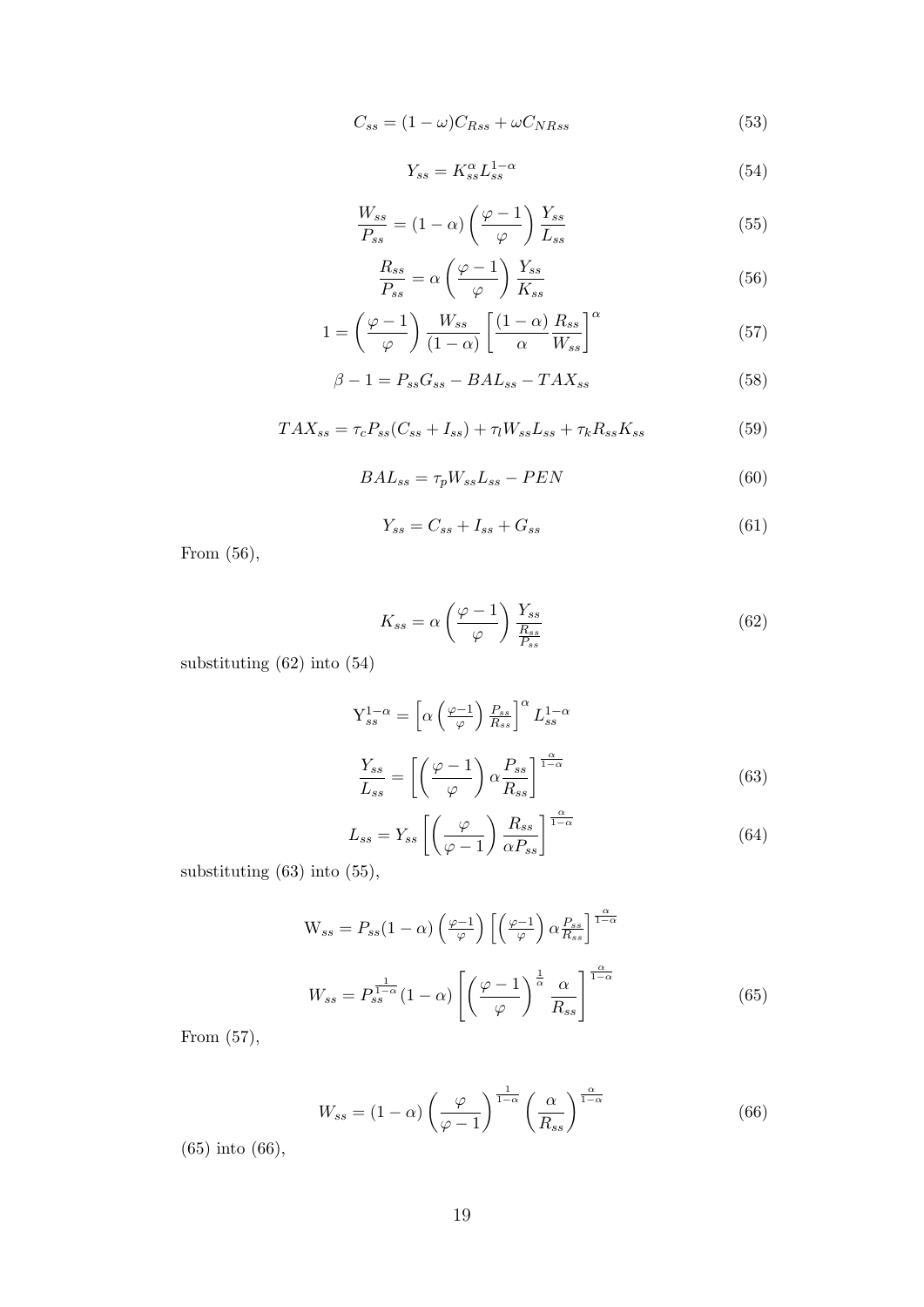$$C_{ss} = (1-\omega)C_{Rss} + \omega C_{NRss} \tag{53}$$

$$Y_{ss} = K_{ss}^{\alpha} L_{ss}^{1-\alpha} \tag{54}$$

$$\frac{W_{ss}}{P_{ss}} = (1-\alpha)\left(\frac{\varphi-1}{\varphi}\right)\frac{Y_{ss}}{L_{ss}} \tag{55}$$

$$\frac{R_{ss}}{P_{ss}} = \alpha\left(\frac{\varphi-1}{\varphi}\right)\frac{Y_{ss}}{K_{ss}} \tag{56}$$

$$1 = \left(\frac{\varphi-1}{\varphi}\right)\frac{W_{ss}}{(1-\alpha)}\left[\frac{(1-\alpha)}{\alpha}\frac{R_{ss}}{W_{ss}}\right]^{\alpha} \tag{57}$$

$$\beta - 1 = P_{ss}G_{ss} - BAL_{ss} - TAX_{ss} \tag{58}$$

$$TAX_{ss} = \tau_c P_{ss}(C_{ss} + I_{ss}) + \tau_l W_{ss} L_{ss} + \tau_k R_{ss} K_{ss} \tag{59}$$

$$BAL_{ss} = \tau_p W_{ss} L_{ss} - PEN \tag{60}$$

$$Y_{ss} = C_{ss} + I_{ss} + G_{ss} \tag{61}$$

From (56),

$$K_{ss} = \alpha\left(\frac{\varphi-1}{\varphi}\right)\frac{Y_{ss}}{\frac{R_{ss}}{P_{ss}}} \tag{62}$$

substituting (62) into (54)

$$Y_{ss}^{1-\alpha} = \left[\alpha\left(\frac{\varphi-1}{\varphi}\right)\frac{P_{ss}}{R_{ss}}\right]^{\alpha} L_{ss}^{1-\alpha}$$

$$\frac{Y_{ss}}{L_{ss}} = \left[\left(\frac{\varphi-1}{\varphi}\right)\alpha\frac{P_{ss}}{R_{ss}}\right]^{\frac{\alpha}{1-\alpha}} \tag{63}$$

$$L_{ss} = Y_{ss}\left[\left(\frac{\varphi}{\varphi-1}\right)\frac{R_{ss}}{\alpha P_{ss}}\right]^{\frac{\alpha}{1-\alpha}} \tag{64}$$

substituting (63) into (55),

$$W_{ss} = P_{ss}(1-\alpha)\left(\frac{\varphi-1}{\varphi}\right)\left[\left(\frac{\varphi-1}{\varphi}\right)\alpha\frac{P_{ss}}{R_{ss}}\right]^{\frac{\alpha}{1-\alpha}}$$

$$W_{ss} = P_{ss}^{\frac{1}{1-\alpha}}(1-\alpha)\left[\left(\frac{\varphi-1}{\varphi}\right)^{\frac{1}{\alpha}}\frac{\alpha}{R_{ss}}\right]^{\frac{\alpha}{1-\alpha}} \tag{65}$$

From (57),

$$W_{ss} = (1-\alpha)\left(\frac{\varphi}{\varphi-1}\right)^{\frac{1}{1-\alpha}}\left(\frac{\alpha}{R_{ss}}\right)^{\frac{\alpha}{1-\alpha}} \tag{66}$$

(65) into (66),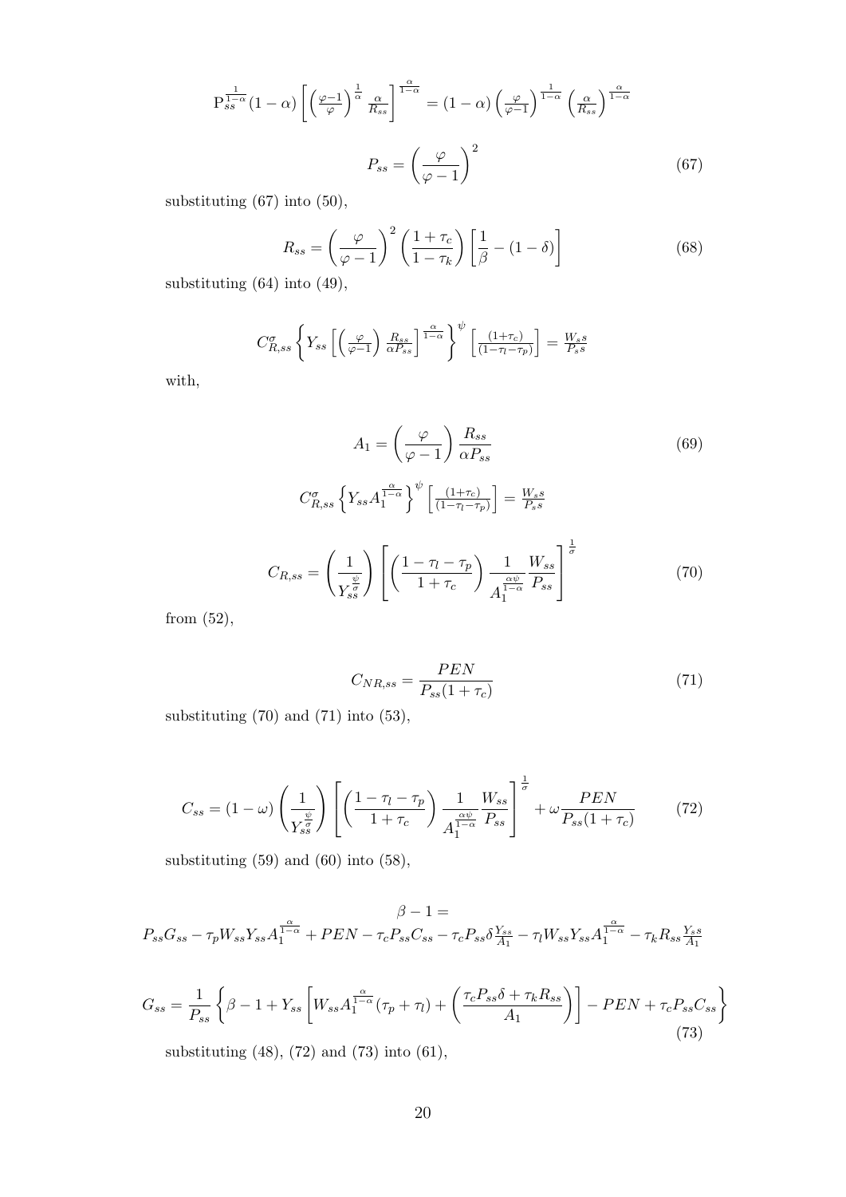$$\mathrm{P}_{ss}^{\frac{1}{1-\alpha}}(1-\alpha)\left[\left(\frac{\varphi-1}{\varphi}\right)^{\frac{1}{\alpha}}\frac{\alpha}{R_{ss}}\right]^{\frac{\alpha}{1-\alpha}}=(1-\alpha)\left(\frac{\varphi}{\varphi-1}\right)^{\frac{1}{1-\alpha}}\left(\frac{\alpha}{R_{ss}}\right)^{\frac{\alpha}{1-\alpha}}$$

$$P_{ss}=\left(\frac{\varphi}{\varphi-1}\right)^{2} \tag{67}$$

substituting (67) into (50),

$$R_{ss}=\left(\frac{\varphi}{\varphi-1}\right)^{2}\left(\frac{1+\tau_c}{1-\tau_k}\right)\left[\frac{1}{\beta}-(1-\delta)\right] \tag{68}$$

substituting (64) into (49),

$$C_{R,ss}^{\sigma}\left\{Y_{ss}\left[\left(\frac{\varphi}{\varphi-1}\right)\frac{R_{ss}}{\alpha P_{ss}}\right]^{\frac{\alpha}{1-\alpha}}\right\}^{\psi}\left[\frac{(1+\tau_c)}{(1-\tau_l-\tau_p)}\right]=\frac{W_s s}{P_s s}$$

with,

$$A_1=\left(\frac{\varphi}{\varphi-1}\right)\frac{R_{ss}}{\alpha P_{ss}} \tag{69}$$

$$C_{R,ss}^{\sigma}\left\{Y_{ss}A_1^{\frac{\alpha}{1-\alpha}}\right\}^{\psi}\left[\frac{(1+\tau_c)}{(1-\tau_l-\tau_p)}\right]=\frac{W_s s}{P_s s}$$

$$C_{R,ss}=\left(\frac{1}{Y_{ss}^{\frac{\psi}{\sigma}}}\right)\left[\left(\frac{1-\tau_l-\tau_p}{1+\tau_c}\right)\frac{1}{A_1^{\frac{\alpha\psi}{1-\alpha}}}\frac{W_{ss}}{P_{ss}}\right]^{\frac{1}{\sigma}} \tag{70}$$

from (52),

$$C_{NR,ss}=\frac{PEN}{P_{ss}(1+\tau_c)} \tag{71}$$

substituting (70) and (71) into (53),

$$C_{ss}=(1-\omega)\left(\frac{1}{Y_{ss}^{\frac{\psi}{\sigma}}}\right)\left[\left(\frac{1-\tau_l-\tau_p}{1+\tau_c}\right)\frac{1}{A_1^{\frac{\alpha\psi}{1-\alpha}}}\frac{W_{ss}}{P_{ss}}\right]^{\frac{1}{\sigma}}+\omega\frac{PEN}{P_{ss}(1+\tau_c)} \tag{72}$$

substituting (59) and (60) into (58),

$$\beta-1=$$
$$P_{ss}G_{ss}-\tau_pW_{ss}Y_{ss}A_1^{\frac{\alpha}{1-\alpha}}+PEN-\tau_cP_{ss}C_{ss}-\tau_cP_{ss}\delta\frac{Y_{ss}}{A_1}-\tau_lW_{ss}Y_{ss}A_1^{\frac{\alpha}{1-\alpha}}-\tau_kR_{ss}\frac{Y_s s}{A_1}$$

$$G_{ss}=\frac{1}{P_{ss}}\left\{\beta-1+Y_{ss}\left[W_{ss}A_1^{\frac{\alpha}{1-\alpha}}(\tau_p+\tau_l)+\left(\frac{\tau_cP_{ss}\delta+\tau_kR_{ss}}{A_1}\right)\right]-PEN+\tau_cP_{ss}C_{ss}\right\} \tag{73}$$

substituting (48), (72) and (73) into (61),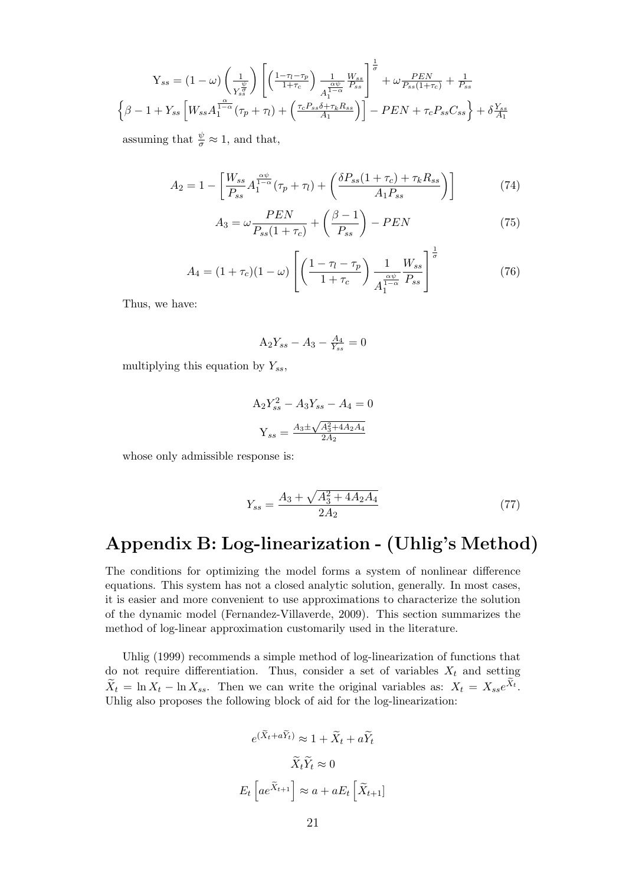$$\text{Y}_{ss} = (1-\omega)\left(\frac{1}{Y_{ss}^{\frac{\psi}{\sigma}}}\right)\left[\left(\frac{1-\tau_l-\tau_p}{1+\tau_c}\right)\frac{1}{A_1^{\frac{\alpha\psi}{1-\alpha}}}\frac{W_{ss}}{P_{ss}}\right]^{\frac{1}{\sigma}} + \omega\frac{PEN}{P_{ss}(1+\tau_c)} + \frac{1}{P_{ss}}$$

$$\left\{\beta - 1 + Y_{ss}\left[W_{ss}A_1^{\frac{\alpha}{1-\alpha}}(\tau_p+\tau_l) + \left(\frac{\tau_c P_{ss}\delta + \tau_k R_{ss}}{A_1}\right)\right] - PEN + \tau_c P_{ss}C_{ss}\right\} + \delta\frac{Y_{ss}}{A_1}$$

assuming that $\frac{\psi}{\sigma} \approx 1$, and that,

$$A_2 = 1 - \left[\frac{W_{ss}}{P_{ss}}A_1^{\frac{\alpha\psi}{1-\alpha}}(\tau_p+\tau_l) + \left(\frac{\delta P_{ss}(1+\tau_c)+\tau_k R_{ss}}{A_1 P_{ss}}\right)\right] \tag{74}$$

$$A_3 = \omega\frac{PEN}{P_{ss}(1+\tau_c)} + \left(\frac{\beta-1}{P_{ss}}\right) - PEN \tag{75}$$

$$A_4 = (1+\tau_c)(1-\omega)\left[\left(\frac{1-\tau_l-\tau_p}{1+\tau_c}\right)\frac{1}{A_1^{\frac{\alpha\psi}{1-\alpha}}}\frac{W_{ss}}{P_{ss}}\right]^{\frac{1}{\sigma}} \tag{76}$$

Thus, we have:

$$\text{A}_2 Y_{ss} - A_3 - \frac{A_4}{Y_{ss}} = 0$$

multiplying this equation by $Y_{ss}$,

$$\text{A}_2 Y_{ss}^2 - A_3 Y_{ss} - A_4 = 0$$

$$\text{Y}_{ss} = \frac{A_3 \pm \sqrt{A_3^2 + 4A_2A_4}}{2A_2}$$

whose only admissible response is:

$$Y_{ss} = \frac{A_3 + \sqrt{A_3^2 + 4A_2A_4}}{2A_2} \tag{77}$$

# Appendix B: Log-linearization - (Uhlig's Method)

The conditions for optimizing the model forms a system of nonlinear difference equations. This system has not a closed analytic solution, generally. In most cases, it is easier and more convenient to use approximations to characterize the solution of the dynamic model (Fernandez-Villaverde, 2009). This section summarizes the method of log-linear approximation customarily used in the literature.

Uhlig (1999) recommends a simple method of log-linearization of functions that do not require differentiation. Thus, consider a set of variables $X_t$ and setting $\widetilde{X}_t = \ln X_t - \ln X_{ss}$. Then we can write the original variables as: $X_t = X_{ss}e^{\widetilde{X}_t}$. Uhlig also proposes the following block of aid for the log-linearization:

$$e^{(\widetilde{X}_t + a\widetilde{Y}_t)} \approx 1 + \widetilde{X}_t + a\widetilde{Y}_t$$

$$\widetilde{X}_t\widetilde{Y}_t \approx 0$$

$$E_t\left[ae^{\widetilde{X}_{t+1}}\right] \approx a + aE_t\left[\widetilde{X}_{t+1}\right]$$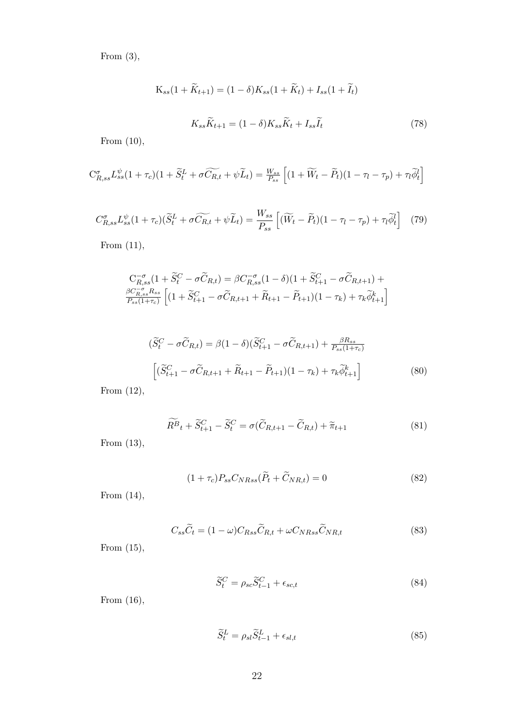From (3),

$$\mathrm{K}_{ss}(1+\widetilde{K}_{t+1}) = (1-\delta)K_{ss}(1+\widetilde{K}_t) + I_{ss}(1+\widetilde{I}_t)$$

$$K_{ss}\widetilde{K}_{t+1} = (1-\delta)K_{ss}\widetilde{K}_t + I_{ss}\widetilde{I}_t \tag{78}$$

From (10),

$$\mathrm{C}^{\sigma}_{R,ss}L^{\psi}_{ss}(1+\tau_c)(1+\widetilde{S}^L_t+\sigma\widetilde{C_{R,t}}+\psi\widetilde{L}_t) = \tfrac{W_{ss}}{P_{ss}}\left[(1+\widetilde{W}_t-\widetilde{P}_t)(1-\tau_l-\tau_p)+\tau_l\widetilde{\phi}^l_t\right]$$

$$C^{\sigma}_{R,ss}L^{\psi}_{ss}(1+\tau_c)(\widetilde{S}^L_t+\sigma\widetilde{C_{R,t}}+\psi\widetilde{L}_t) = \frac{W_{ss}}{P_{ss}}\left[(\widetilde{W}_t-\widetilde{P}_t)(1-\tau_l-\tau_p)+\tau_l\widetilde{\phi}^l_t\right] \tag{79}$$

From (11),

$$\begin{gathered}\mathrm{C}^{-\sigma}_{R,ss}(1+\widetilde{S}^C_t-\sigma\widetilde{C}_{R,t}) = \beta C^{-\sigma}_{R,ss}(1-\delta)(1+\widetilde{S}^C_{t+1}-\sigma\widetilde{C}_{R,t+1}) + \\ \tfrac{\beta C^{-\sigma}_{R,ss}R_{ss}}{P_{ss}(1+\tau_c)}\left[(1+\widetilde{S}^C_{t+1}-\sigma\widetilde{C}_{R,t+1}+\widetilde{R}_{t+1}-\widetilde{P}_{t+1})(1-\tau_k)+\tau_k\widetilde{\phi}^k_{t+1}\right]\end{gathered}$$

$$\begin{gathered}(\widetilde{S}^C_t-\sigma\widetilde{C}_{R,t}) = \beta(1-\delta)(\widetilde{S}^C_{t+1}-\sigma\widetilde{C}_{R,t+1}) + \tfrac{\beta R_{ss}}{P_{ss}(1+\tau_c)} \\ \left[(\widetilde{S}^C_{t+1}-\sigma\widetilde{C}_{R,t+1}+\widetilde{R}_{t+1}-\widetilde{P}_{t+1})(1-\tau_k)+\tau_k\widetilde{\phi}^k_{t+1}\right]\end{gathered} \tag{80}$$

From (12),

$$\widetilde{R^B}_t + \widetilde{S}^C_{t+1} - \widetilde{S}^C_t = \sigma(\widetilde{C}_{R,t+1}-\widetilde{C}_{R,t}) + \widetilde{\pi}_{t+1} \tag{81}$$

From (13),

$$(1+\tau_c)P_{ss}C_{NRss}(\widetilde{P}_t+\widetilde{C}_{NR,t}) = 0 \tag{82}$$

From (14),

$$C_{ss}\widetilde{C}_t = (1-\omega)C_{Rss}\widetilde{C}_{R,t} + \omega C_{NRss}\widetilde{C}_{NR,t} \tag{83}$$

From (15),

$$\widetilde{S}^C_t = \rho_{sc}\widetilde{S}^C_{t-1} + \epsilon_{sc,t} \tag{84}$$

From (16),

$$\widetilde{S}^L_t = \rho_{sl}\widetilde{S}^L_{t-1} + \epsilon_{sl,t} \tag{85}$$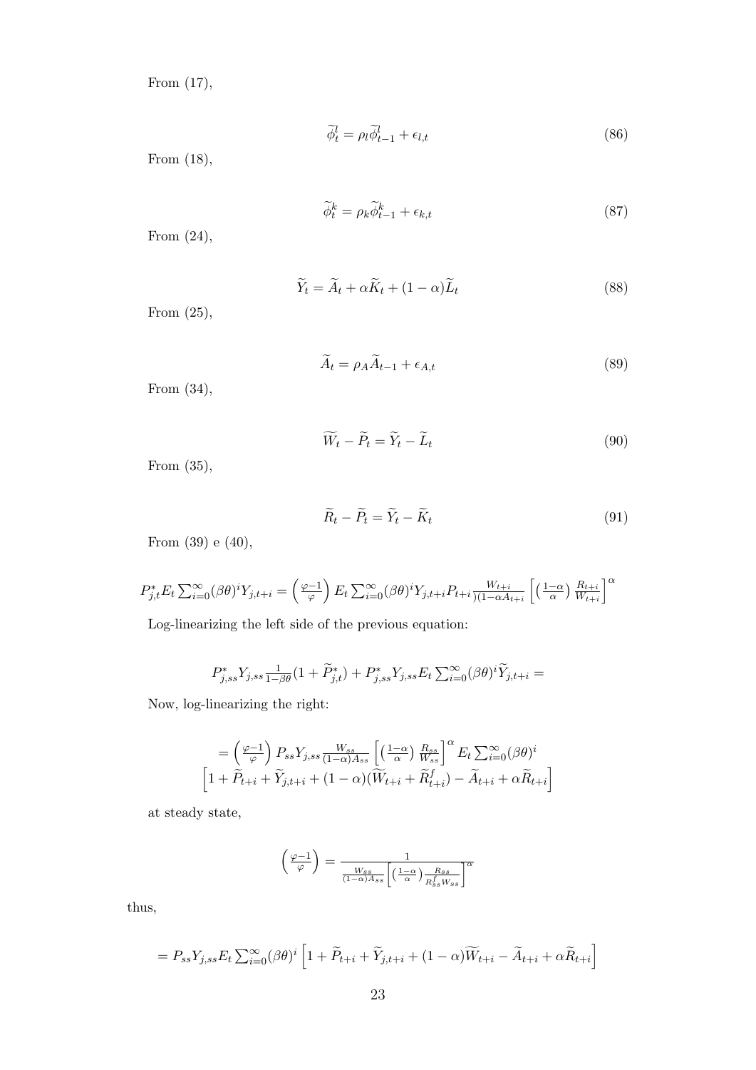From (17),

$$\widetilde{\phi}_t^l = \rho_l \widetilde{\phi}_{t-1}^l + \epsilon_{l,t} \tag{86}$$

From (18),

$$\widetilde{\phi}_t^k = \rho_k \widetilde{\phi}_{t-1}^k + \epsilon_{k,t} \tag{87}$$

From (24),

$$\widetilde{Y}_t = \widetilde{A}_t + \alpha \widetilde{K}_t + (1-\alpha)\widetilde{L}_t \tag{88}$$

From (25),

$$\widetilde{A}_t = \rho_A \widetilde{A}_{t-1} + \epsilon_{A,t} \tag{89}$$

From (34),

$$\widetilde{W}_t - \widetilde{P}_t = \widetilde{Y}_t - \widetilde{L}_t \tag{90}$$

From (35),

$$\widetilde{R}_t - \widetilde{P}_t = \widetilde{Y}_t - \widetilde{K}_t \tag{91}$$

From (39) e (40),

$$P_{j,t}^* E_t \sum_{i=0}^{\infty} (\beta\theta)^i Y_{j,t+i} = \left(\frac{\varphi - 1}{\varphi}\right) E_t \sum_{i=0}^{\infty} (\beta\theta)^i Y_{j,t+i} P_{t+i} \frac{W_{t+i}}{)(1-\alpha A_{t+i}} \left[\left(\frac{1-\alpha}{\alpha}\right) \frac{R_{t+i}}{W_{t+i}}\right]^{\alpha}$$

Log-linearizing the left side of the previous equation:

$$P_{j,ss}^* Y_{j,ss} \frac{1}{1-\beta\theta}(1 + \widetilde{P}_{j,t}^*) + P_{j,ss}^* Y_{j,ss} E_t \sum_{i=0}^{\infty} (\beta\theta)^i \widetilde{Y}_{j,t+i} =$$

Now, log-linearizing the right:

$$= \left(\frac{\varphi-1}{\varphi}\right) P_{ss} Y_{j,ss} \frac{W_{ss}}{(1-\alpha)A_{ss}} \left[\left(\frac{1-\alpha}{\alpha}\right) \frac{R_{ss}}{W_{ss}}\right]^{\alpha} E_t \sum_{i=0}^{\infty} (\beta\theta)^i$$
$$\left[1 + \widetilde{P}_{t+i} + \widetilde{Y}_{j,t+i} + (1-\alpha)(\widetilde{W}_{t+i} + \widetilde{R}_{t+i}^f) - \widetilde{A}_{t+i} + \alpha \widetilde{R}_{t+i}\right]$$

at steady state,

$$\left(\frac{\varphi-1}{\varphi}\right) = \frac{1}{\frac{W_{ss}}{(1-\alpha)A_{ss}} \left[\left(\frac{1-\alpha}{\alpha}\right) \frac{R_{ss}}{R_{ss}^f W_{ss}}\right]^{\alpha}}$$

thus,

$$= P_{ss} Y_{j,ss} E_t \sum_{i=0}^{\infty} (\beta\theta)^i \left[1 + \widetilde{P}_{t+i} + \widetilde{Y}_{j,t+i} + (1-\alpha)\widetilde{W}_{t+i} - \widetilde{A}_{t+i} + \alpha \widetilde{R}_{t+i}\right]$$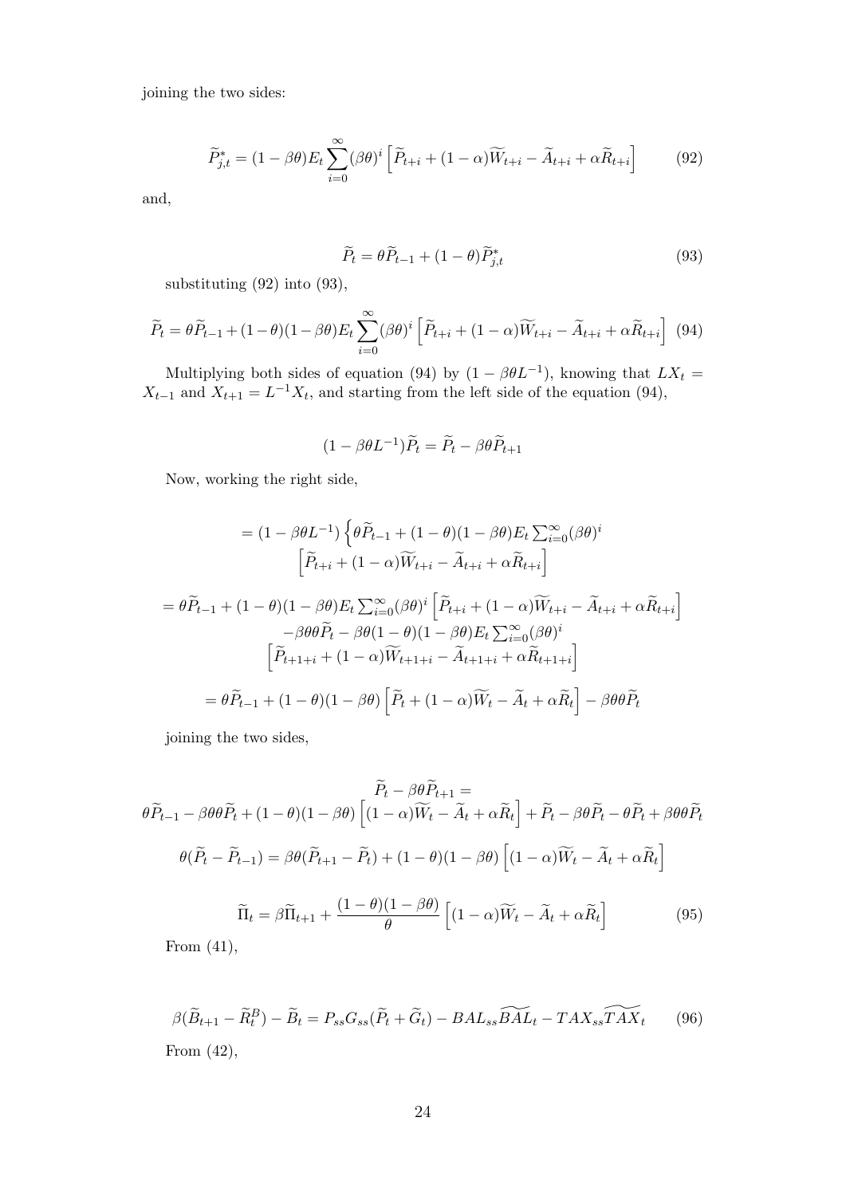joining the two sides:

$$\widetilde{P}^*_{j,t} = (1-\beta\theta)E_t\sum_{i=0}^{\infty}(\beta\theta)^i\left[\widetilde{P}_{t+i} + (1-\alpha)\widetilde{W}_{t+i} - \widetilde{A}_{t+i} + \alpha\widetilde{R}_{t+i}\right] \tag{92}$$

and,

$$\widetilde{P}_t = \theta\widetilde{P}_{t-1} + (1-\theta)\widetilde{P}^*_{j,t} \tag{93}$$

substituting (92) into (93),

$$\widetilde{P}_t = \theta\widetilde{P}_{t-1} + (1-\theta)(1-\beta\theta)E_t\sum_{i=0}^{\infty}(\beta\theta)^i\left[\widetilde{P}_{t+i} + (1-\alpha)\widetilde{W}_{t+i} - \widetilde{A}_{t+i} + \alpha\widetilde{R}_{t+i}\right] \tag{94}$$

Multiplying both sides of equation (94) by $(1-\beta\theta L^{-1})$, knowing that $LX_t = X_{t-1}$ and $X_{t+1} = L^{-1}X_t$, and starting from the left side of the equation (94),

$$(1-\beta\theta L^{-1})\widetilde{P}_t = \widetilde{P}_t - \beta\theta\widetilde{P}_{t+1}$$

Now, working the right side,

$$= (1-\beta\theta L^{-1})\left\{\theta\widetilde{P}_{t-1} + (1-\theta)(1-\beta\theta)E_t\sum_{i=0}^{\infty}(\beta\theta)^i \left[\widetilde{P}_{t+i} + (1-\alpha)\widetilde{W}_{t+i} - \widetilde{A}_{t+i} + \alpha\widetilde{R}_{t+i}\right]\right.$$

$$= \theta\widetilde{P}_{t-1} + (1-\theta)(1-\beta\theta)E_t\sum_{i=0}^{\infty}(\beta\theta)^i\left[\widetilde{P}_{t+i} + (1-\alpha)\widetilde{W}_{t+i} - \widetilde{A}_{t+i} + \alpha\widetilde{R}_{t+i}\right]$$
$$-\beta\theta\theta\widetilde{P}_t - \beta\theta(1-\theta)(1-\beta\theta)E_t\sum_{i=0}^{\infty}(\beta\theta)^i \left[\widetilde{P}_{t+1+i} + (1-\alpha)\widetilde{W}_{t+1+i} - \widetilde{A}_{t+1+i} + \alpha\widetilde{R}_{t+1+i}\right]$$

$$= \theta\widetilde{P}_{t-1} + (1-\theta)(1-\beta\theta)\left[\widetilde{P}_t + (1-\alpha)\widetilde{W}_t - \widetilde{A}_t + \alpha\widetilde{R}_t\right] - \beta\theta\theta\widetilde{P}_t$$

joining the two sides,

$$\widetilde{P}_t - \beta\theta\widetilde{P}_{t+1} =$$
$$\theta\widetilde{P}_{t-1} - \beta\theta\theta\widetilde{P}_t + (1-\theta)(1-\beta\theta)\left[(1-\alpha)\widetilde{W}_t - \widetilde{A}_t + \alpha\widetilde{R}_t\right] + \widetilde{P}_t - \beta\theta\widetilde{P}_t - \theta\widetilde{P}_t + \beta\theta\theta\widetilde{P}_t$$

$$\theta(\widetilde{P}_t - \widetilde{P}_{t-1}) = \beta\theta(\widetilde{P}_{t+1} - \widetilde{P}_t) + (1-\theta)(1-\beta\theta)\left[(1-\alpha)\widetilde{W}_t - \widetilde{A}_t + \alpha\widetilde{R}_t\right]$$

$$\widetilde{\Pi}_t = \beta\widetilde{\Pi}_{t+1} + \frac{(1-\theta)(1-\beta\theta)}{\theta}\left[(1-\alpha)\widetilde{W}_t - \widetilde{A}_t + \alpha\widetilde{R}_t\right] \tag{95}$$

From (41),

$$\beta(\widetilde{B}_{t+1} - \widetilde{R}^B_t) - \widetilde{B}_t = P_{ss}G_{ss}(\widetilde{P}_t + \widetilde{G}_t) - BAL_{ss}\widetilde{BAL}_t - TAX_{ss}\widetilde{TAX}_t \tag{96}$$

From (42),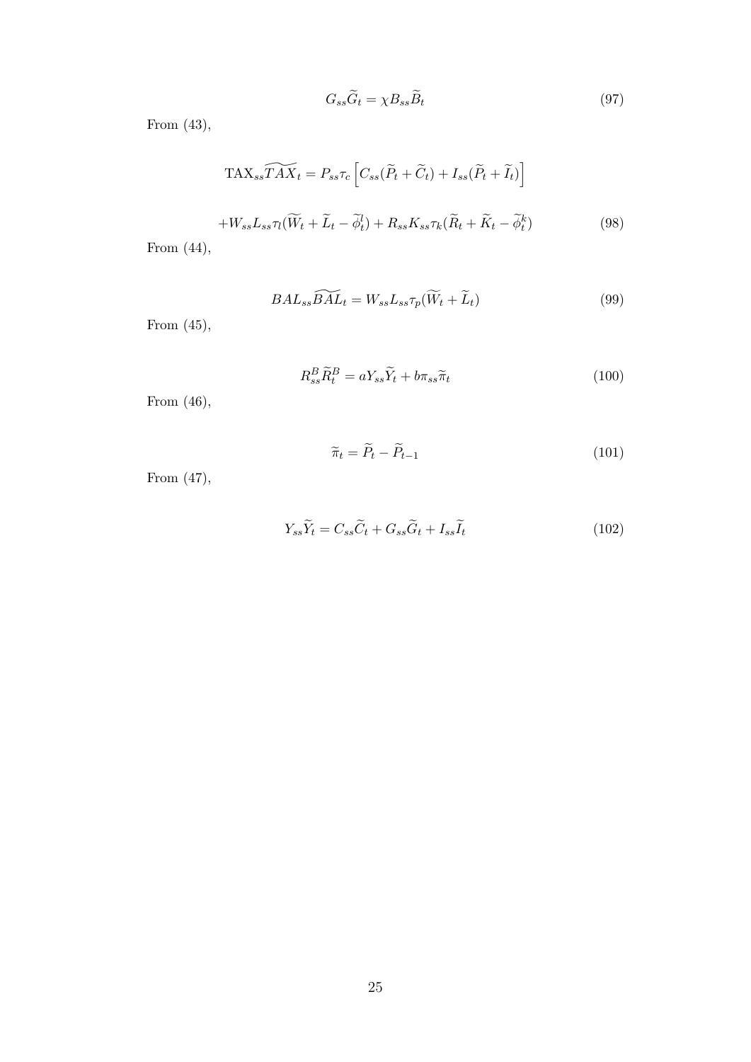$$G_{ss}\widetilde{G}_t = \chi B_{ss}\widetilde{B}_t \tag{97}$$

From (43),

$$\text{TAX}_{ss}\widetilde{TAX}_t = P_{ss}\tau_c\left[C_{ss}(\widetilde{P}_t + \widetilde{C}_t) + I_{ss}(\widetilde{P}_t + \widetilde{I}_t)\right]$$

$$+W_{ss}L_{ss}\tau_l(\widetilde{W}_t + \widetilde{L}_t - \widetilde{\phi}_t^l) + R_{ss}K_{ss}\tau_k(\widetilde{R}_t + \widetilde{K}_t - \widetilde{\phi}_t^k) \tag{98}$$

From (44),

$$BAL_{ss}\widetilde{BAL}_t = W_{ss}L_{ss}\tau_p(\widetilde{W}_t + \widetilde{L}_t) \tag{99}$$

From (45),

$$R_{ss}^B\widetilde{R}_t^B = aY_{ss}\widetilde{Y}_t + b\pi_{ss}\widetilde{\pi}_t \tag{100}$$

From (46),

$$\widetilde{\pi}_t = \widetilde{P}_t - \widetilde{P}_{t-1} \tag{101}$$

From (47),

$$Y_{ss}\widetilde{Y}_t = C_{ss}\widetilde{C}_t + G_{ss}\widetilde{G}_t + I_{ss}\widetilde{I}_t \tag{102}$$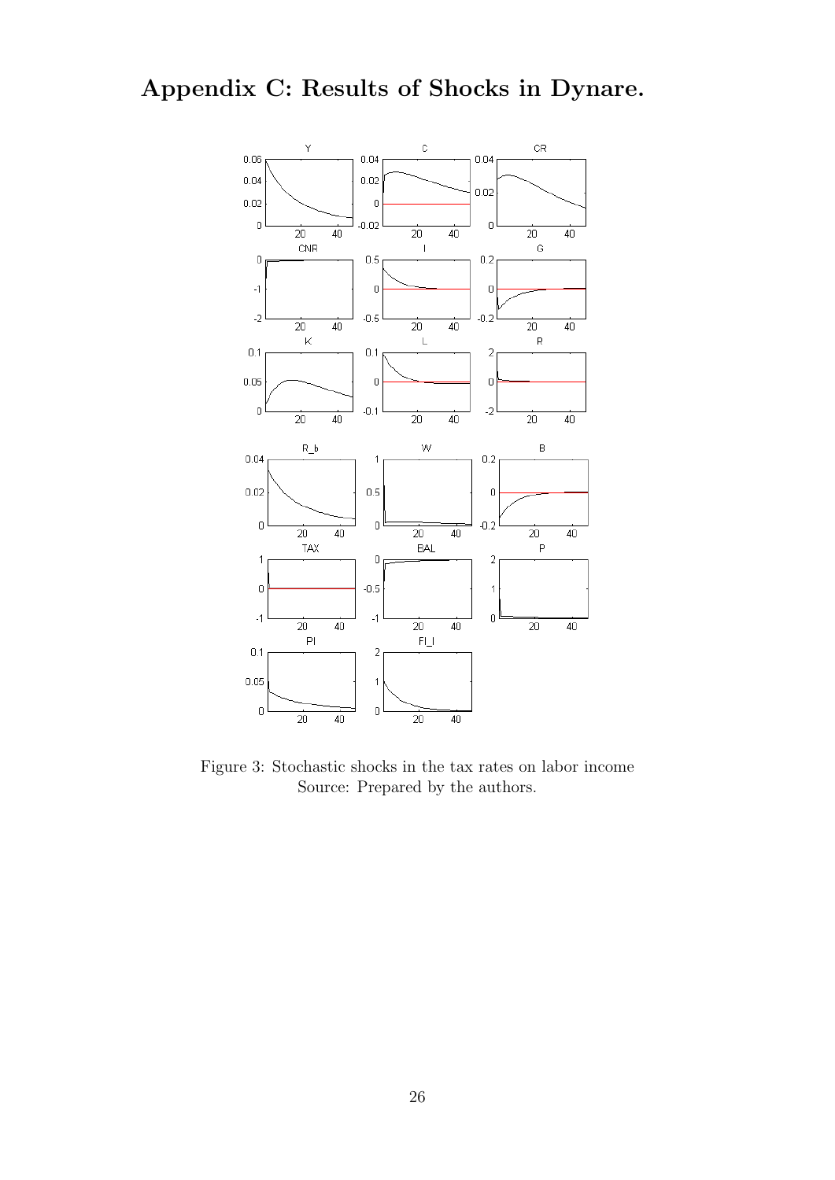# Appendix C: Results of Shocks in Dynare.

Figure 3: Stochastic shocks in the tax rates on labor income
Source: Prepared by the authors.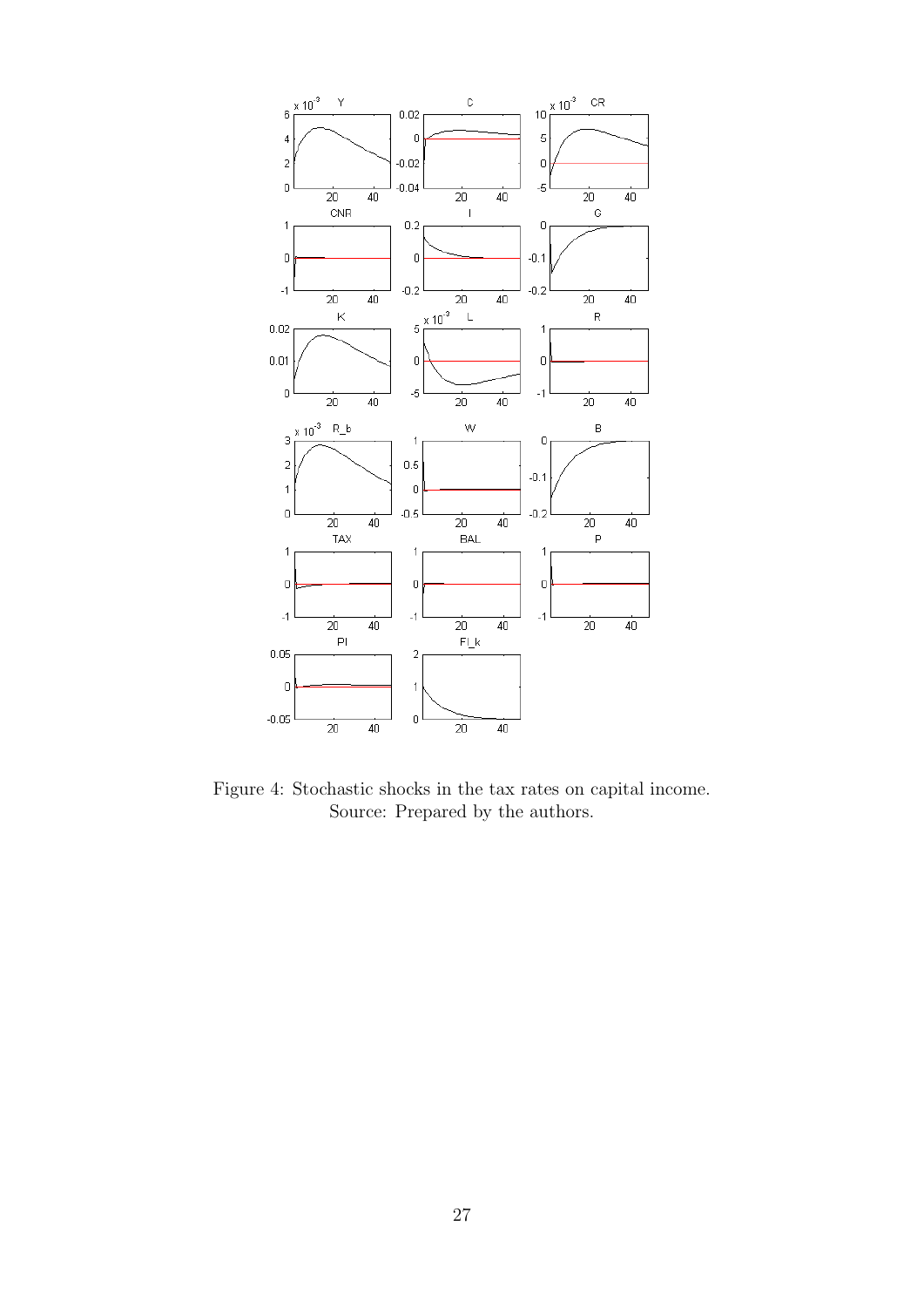Figure 4: Stochastic shocks in the tax rates on capital income.
Source: Prepared by the authors.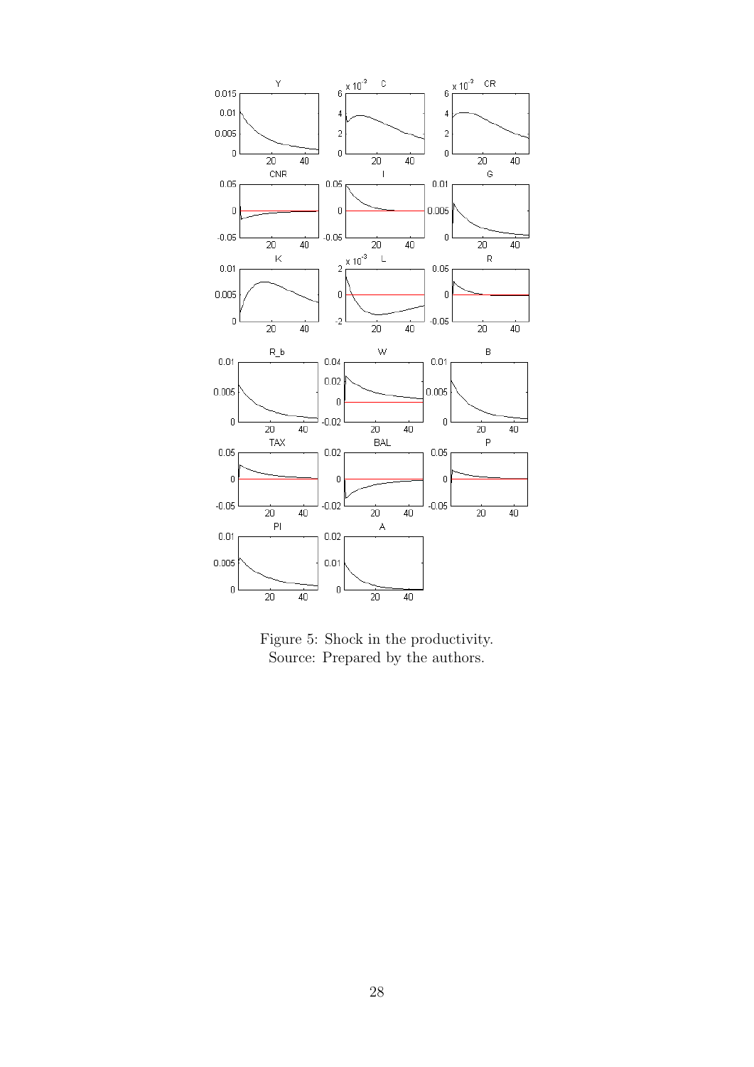Figure 5: Shock in the productivity.
Source: Prepared by the authors.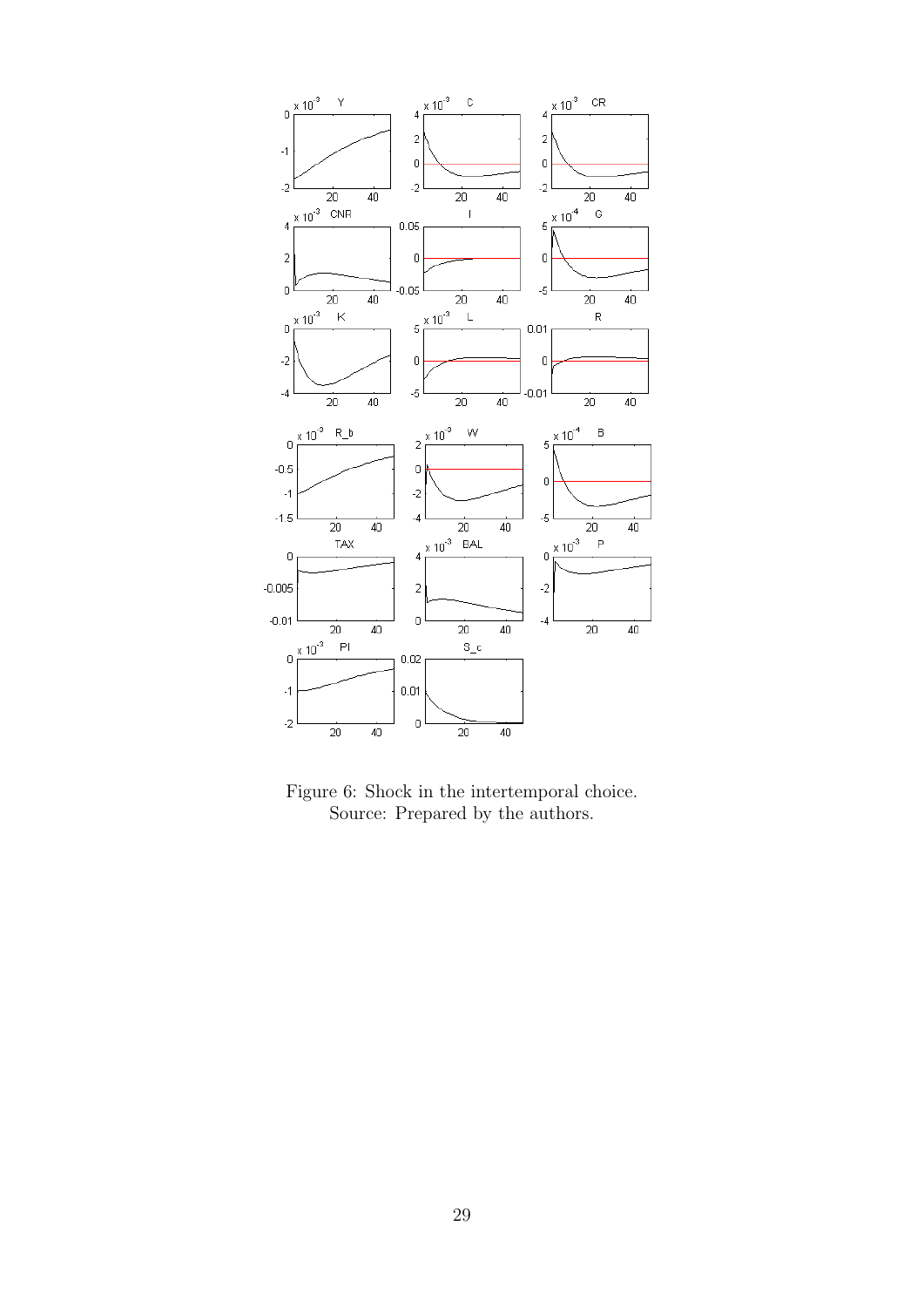Figure 6: Shock in the intertemporal choice.
Source: Prepared by the authors.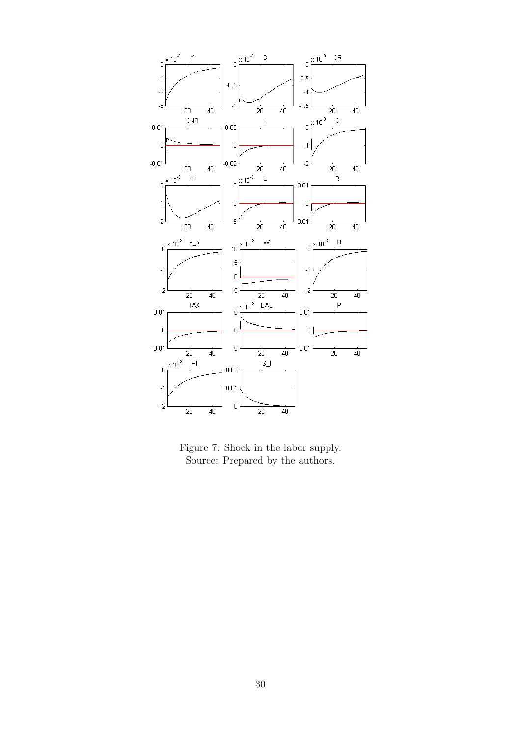Figure 7: Shock in the labor supply.
Source: Prepared by the authors.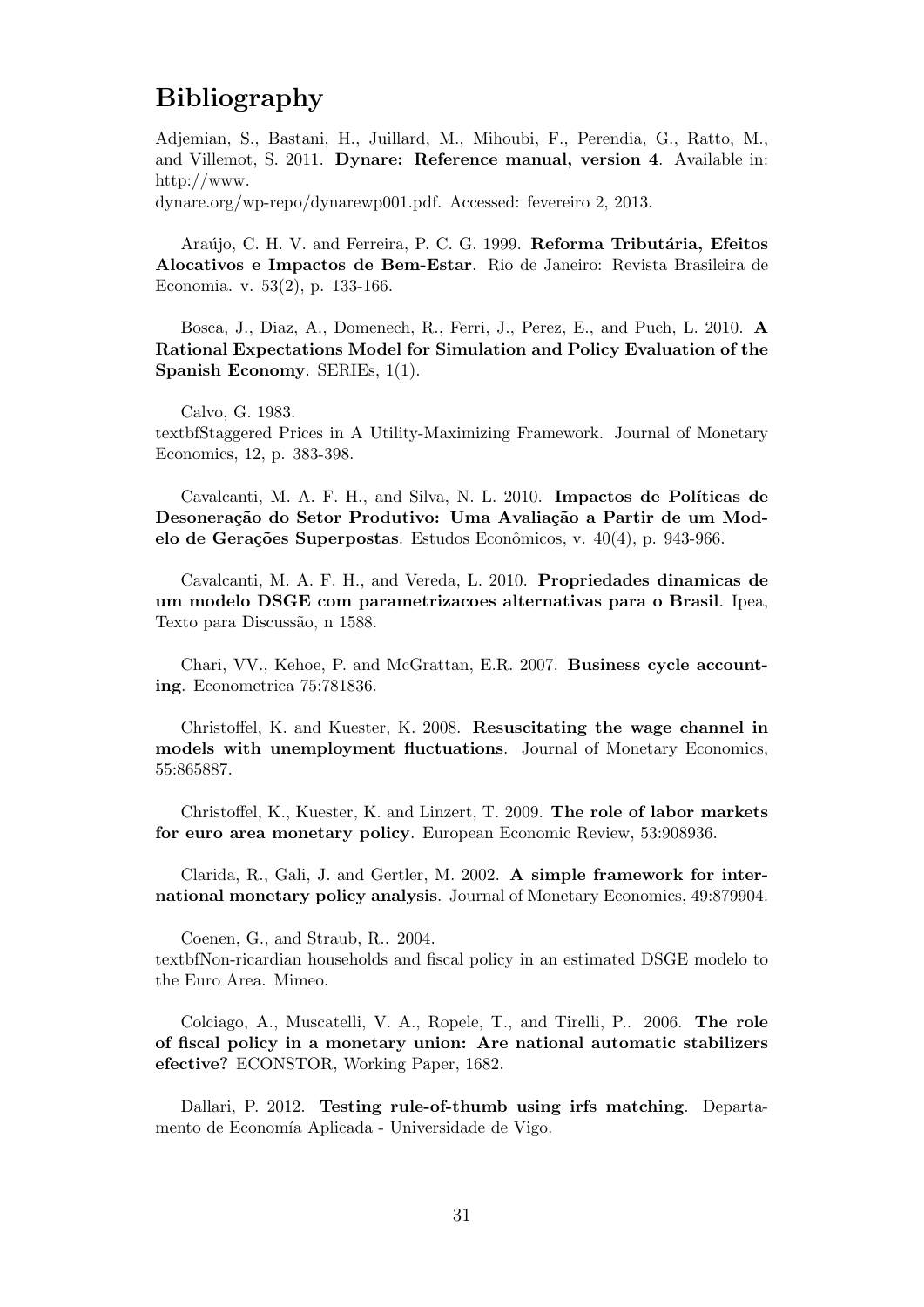# Bibliography

Adjemian, S., Bastani, H., Juillard, M., Mihoubi, F., Perendia, G., Ratto, M., and Villemot, S. 2011. **Dynare: Reference manual, version 4**. Available in: http://www.
dynare.org/wp-repo/dynarewp001.pdf. Accessed: fevereiro 2, 2013.

Araújo, C. H. V. and Ferreira, P. C. G. 1999. **Reforma Tributária, Efeitos Alocativos e Impactos de Bem-Estar**. Rio de Janeiro: Revista Brasileira de Economia. v. 53(2), p. 133-166.

Bosca, J., Diaz, A., Domenech, R., Ferri, J., Perez, E., and Puch, L. 2010. **A Rational Expectations Model for Simulation and Policy Evaluation of the Spanish Economy**. SERIEs, 1(1).

Calvo, G. 1983.
textbfStaggered Prices in A Utility-Maximizing Framework. Journal of Monetary Economics, 12, p. 383-398.

Cavalcanti, M. A. F. H., and Silva, N. L. 2010. **Impactos de Políticas de Desoneração do Setor Produtivo: Uma Avaliação a Partir de um Modelo de Gerações Superpostas**. Estudos Econômicos, v. 40(4), p. 943-966.

Cavalcanti, M. A. F. H., and Vereda, L. 2010. **Propriedades dinamicas de um modelo DSGE com parametrizacoes alternativas para o Brasil**. Ipea, Texto para Discussão, n 1588.

Chari, VV., Kehoe, P. and McGrattan, E.R. 2007. **Business cycle accounting**. Econometrica 75:781836.

Christoffel, K. and Kuester, K. 2008. **Resuscitating the wage channel in models with unemployment fluctuations**. Journal of Monetary Economics, 55:865887.

Christoffel, K., Kuester, K. and Linzert, T. 2009. **The role of labor markets for euro area monetary policy**. European Economic Review, 53:908936.

Clarida, R., Gali, J. and Gertler, M. 2002. **A simple framework for international monetary policy analysis**. Journal of Monetary Economics, 49:879904.

Coenen, G., and Straub, R.. 2004.
textbfNon-ricardian households and fiscal policy in an estimated DSGE modelo to the Euro Area. Mimeo.

Colciago, A., Muscatelli, V. A., Ropele, T., and Tirelli, P.. 2006. **The role of fiscal policy in a monetary union: Are national automatic stabilizers efective?** ECONSTOR, Working Paper, 1682.

Dallari, P. 2012. **Testing rule-of-thumb using irfs matching**. Departamento de Economía Aplicada - Universidade de Vigo.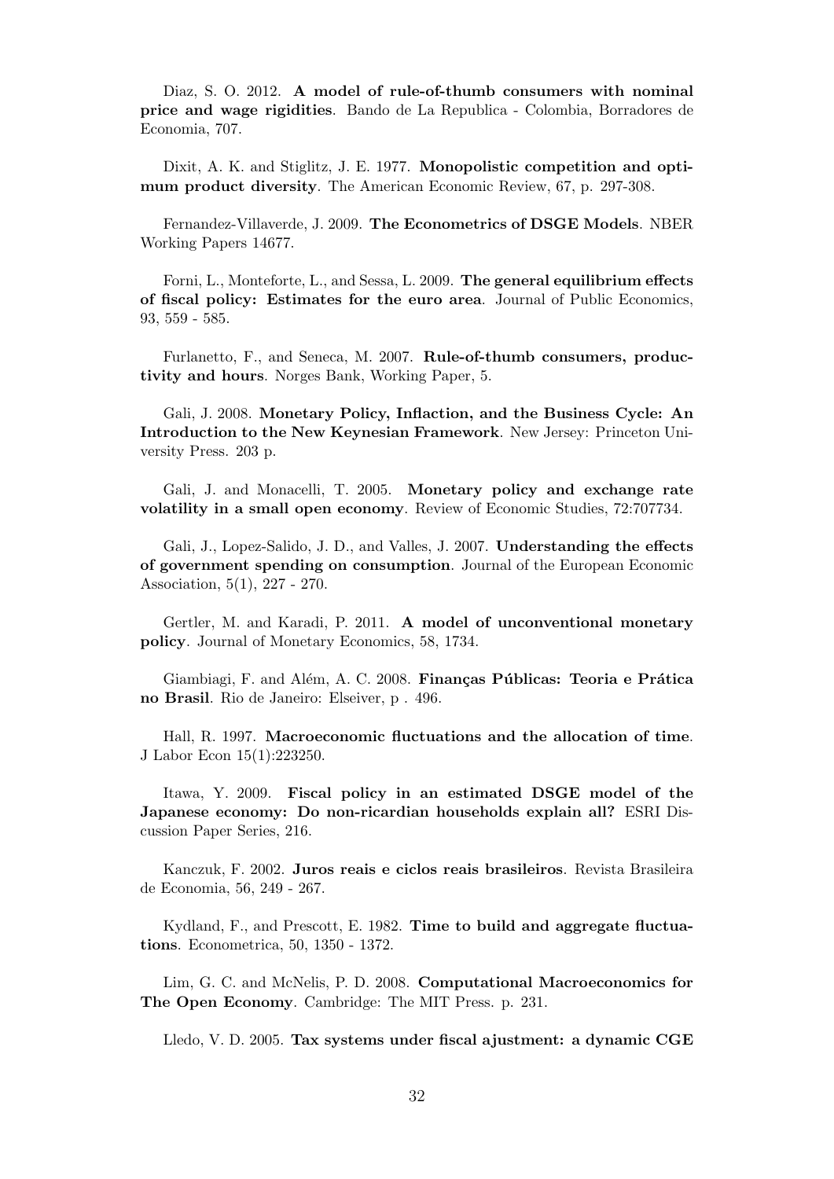Diaz, S. O. 2012. **A model of rule-of-thumb consumers with nominal price and wage rigidities**. Bando de La Republica - Colombia, Borradores de Economia, 707.

Dixit, A. K. and Stiglitz, J. E. 1977. **Monopolistic competition and optimum product diversity**. The American Economic Review, 67, p. 297-308.

Fernandez-Villaverde, J. 2009. **The Econometrics of DSGE Models**. NBER Working Papers 14677.

Forni, L., Monteforte, L., and Sessa, L. 2009. **The general equilibrium effects of fiscal policy: Estimates for the euro area**. Journal of Public Economics, 93, 559 - 585.

Furlanetto, F., and Seneca, M. 2007. **Rule-of-thumb consumers, productivity and hours**. Norges Bank, Working Paper, 5.

Gali, J. 2008. **Monetary Policy, Inflaction, and the Business Cycle: An Introduction to the New Keynesian Framework**. New Jersey: Princeton University Press. 203 p.

Gali, J. and Monacelli, T. 2005. **Monetary policy and exchange rate volatility in a small open economy**. Review of Economic Studies, 72:707734.

Gali, J., Lopez-Salido, J. D., and Valles, J. 2007. **Understanding the effects of government spending on consumption**. Journal of the European Economic Association, 5(1), 227 - 270.

Gertler, M. and Karadi, P. 2011. **A model of unconventional monetary policy**. Journal of Monetary Economics, 58, 1734.

Giambiagi, F. and Além, A. C. 2008. **Finanças Públicas: Teoria e Prática no Brasil**. Rio de Janeiro: Elseiver, p . 496.

Hall, R. 1997. **Macroeconomic fluctuations and the allocation of time**. J Labor Econ 15(1):223250.

Itawa, Y. 2009. **Fiscal policy in an estimated DSGE model of the Japanese economy: Do non-ricardian households explain all?** ESRI Discussion Paper Series, 216.

Kanczuk, F. 2002. **Juros reais e ciclos reais brasileiros**. Revista Brasileira de Economia, 56, 249 - 267.

Kydland, F., and Prescott, E. 1982. **Time to build and aggregate fluctuations**. Econometrica, 50, 1350 - 1372.

Lim, G. C. and McNelis, P. D. 2008. **Computational Macroeconomics for The Open Economy**. Cambridge: The MIT Press. p. 231.

Lledo, V. D. 2005. **Tax systems under fiscal ajustment: a dynamic CGE**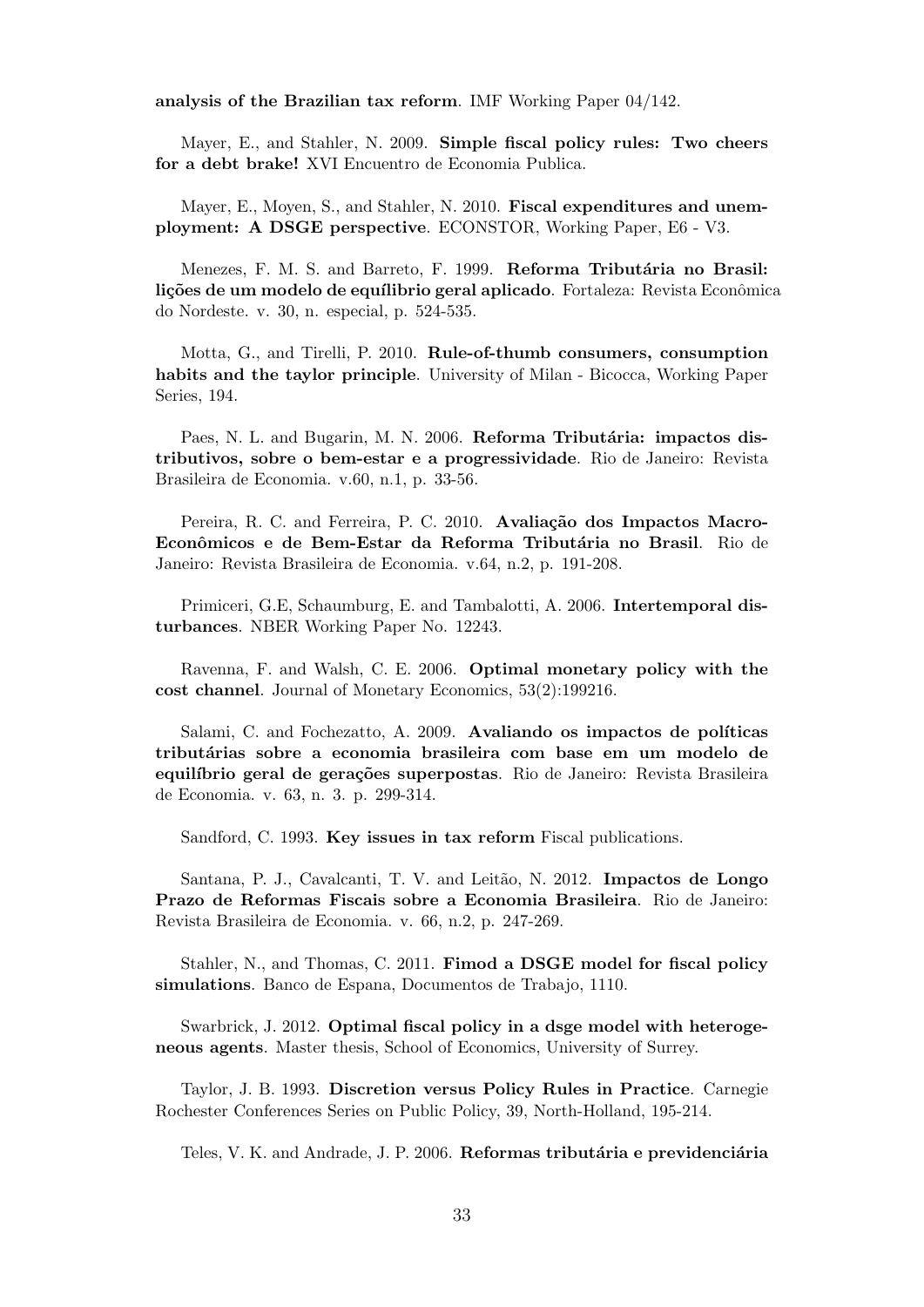**analysis of the Brazilian tax reform**. IMF Working Paper 04/142.

Mayer, E., and Stahler, N. 2009. **Simple fiscal policy rules: Two cheers for a debt brake!** XVI Encuentro de Economia Publica.

Mayer, E., Moyen, S., and Stahler, N. 2010. **Fiscal expenditures and unemployment: A DSGE perspective**. ECONSTOR, Working Paper, E6 - V3.

Menezes, F. M. S. and Barreto, F. 1999. **Reforma Tributária no Brasil: lições de um modelo de equílibrio geral aplicado**. Fortaleza: Revista Econômica do Nordeste. v. 30, n. especial, p. 524-535.

Motta, G., and Tirelli, P. 2010. **Rule-of-thumb consumers, consumption habits and the taylor principle**. University of Milan - Bicocca, Working Paper Series, 194.

Paes, N. L. and Bugarin, M. N. 2006. **Reforma Tributária: impactos distributivos, sobre o bem-estar e a progressividade**. Rio de Janeiro: Revista Brasileira de Economia. v.60, n.1, p. 33-56.

Pereira, R. C. and Ferreira, P. C. 2010. **Avaliação dos Impactos Macro-Econômicos e de Bem-Estar da Reforma Tributária no Brasil**. Rio de Janeiro: Revista Brasileira de Economia. v.64, n.2, p. 191-208.

Primiceri, G.E, Schaumburg, E. and Tambalotti, A. 2006. **Intertemporal disturbances**. NBER Working Paper No. 12243.

Ravenna, F. and Walsh, C. E. 2006. **Optimal monetary policy with the cost channel**. Journal of Monetary Economics, 53(2):199216.

Salami, C. and Fochezatto, A. 2009. **Avaliando os impactos de políticas tributárias sobre a economia brasileira com base em um modelo de equilíbrio geral de gerações superpostas**. Rio de Janeiro: Revista Brasileira de Economia. v. 63, n. 3. p. 299-314.

Sandford, C. 1993. **Key issues in tax reform** Fiscal publications.

Santana, P. J., Cavalcanti, T. V. and Leitão, N. 2012. **Impactos de Longo Prazo de Reformas Fiscais sobre a Economia Brasileira**. Rio de Janeiro: Revista Brasileira de Economia. v. 66, n.2, p. 247-269.

Stahler, N., and Thomas, C. 2011. **Fimod a DSGE model for fiscal policy simulations**. Banco de Espana, Documentos de Trabajo, 1110.

Swarbrick, J. 2012. **Optimal fiscal policy in a dsge model with heterogeneous agents**. Master thesis, School of Economics, University of Surrey.

Taylor, J. B. 1993. **Discretion versus Policy Rules in Practice**. Carnegie Rochester Conferences Series on Public Policy, 39, North-Holland, 195-214.

Teles, V. K. and Andrade, J. P. 2006. **Reformas tributária e previdenciária**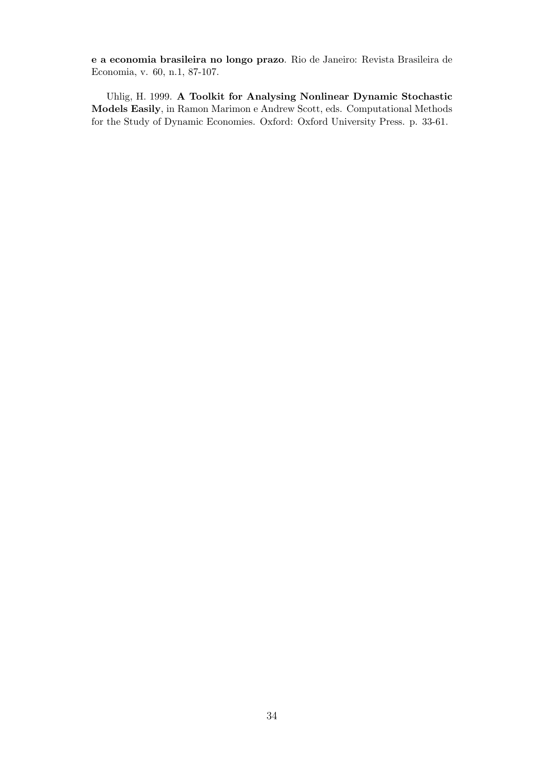**e a economia brasileira no longo prazo**. Rio de Janeiro: Revista Brasileira de Economia, v. 60, n.1, 87-107.

Uhlig, H. 1999. **A Toolkit for Analysing Nonlinear Dynamic Stochastic Models Easily**, in Ramon Marimon e Andrew Scott, eds. Computational Methods for the Study of Dynamic Economies. Oxford: Oxford University Press. p. 33-61.